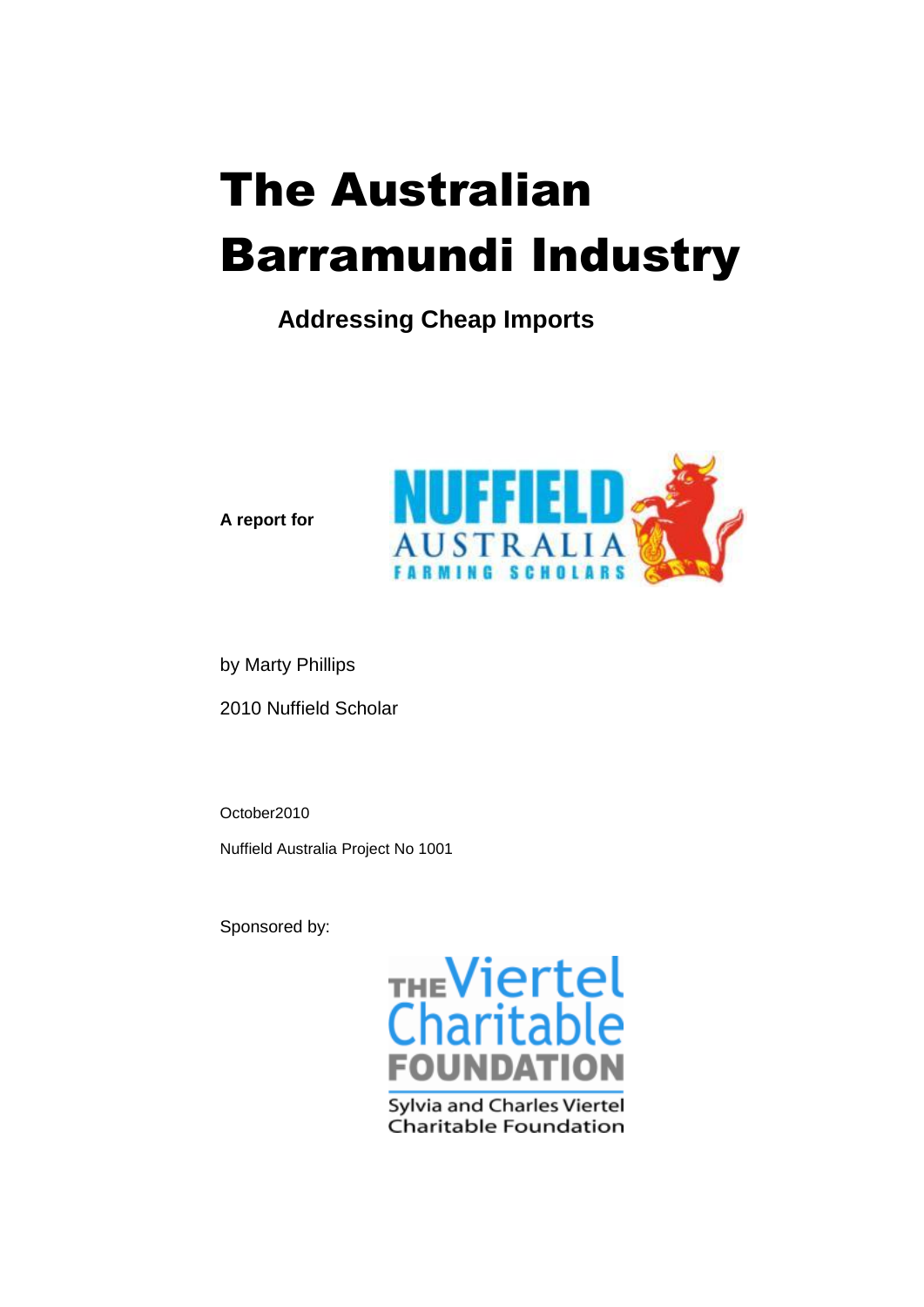# The Australian Barramundi Industry

## Addressing Cheap Imports

**A report for**

NUFFIELD AUSTRALIA FARMING SCHOLARS

by Marty Phillips

2010 Nuffield Scholar

October2010

Nuffield Australia Project No 1001

Sponsored by:

THE Viertel Charitable FOUNDATION

Sylvia and Charles Viertel Charitable Foundation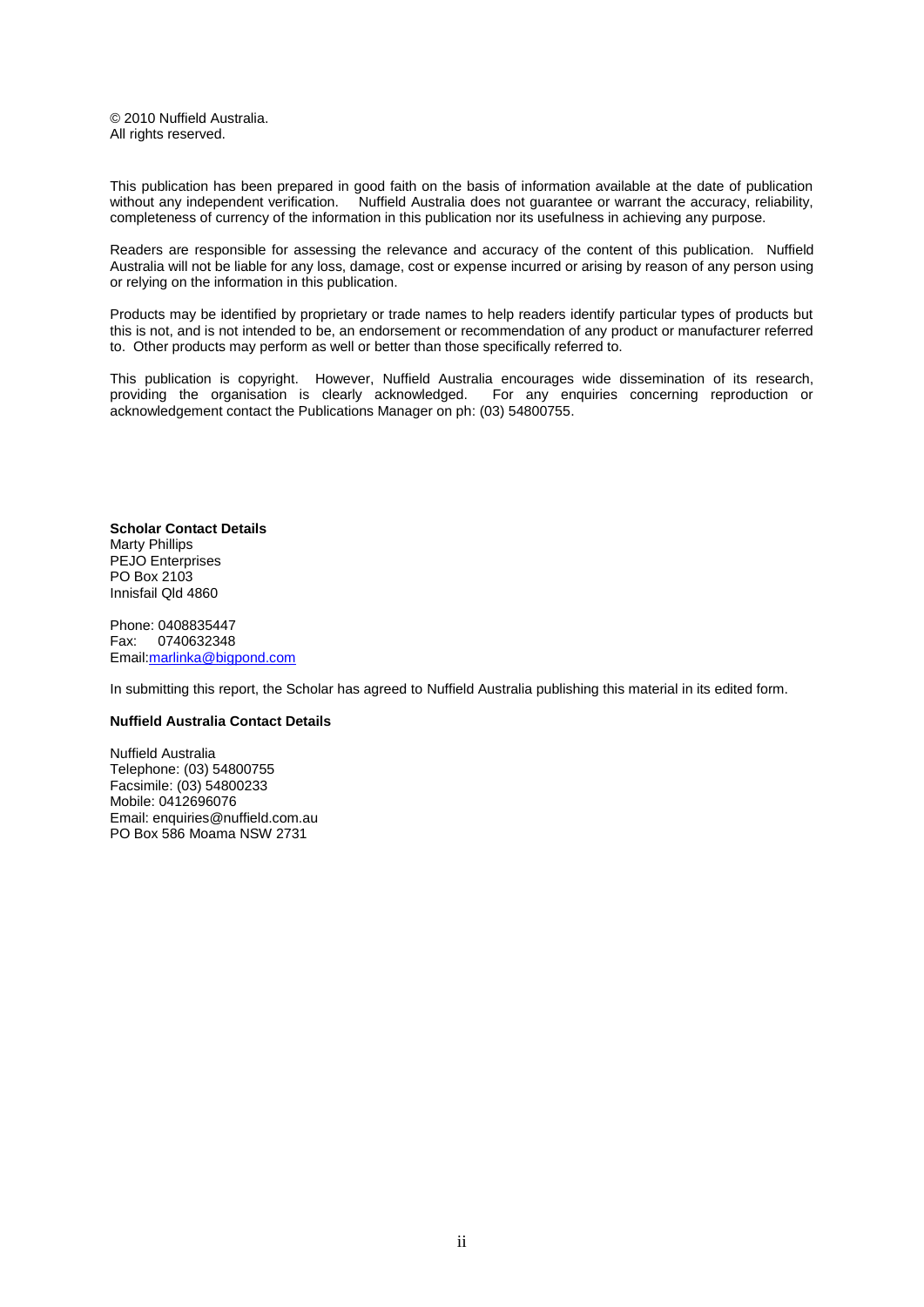© 2010 Nuffield Australia.
All rights reserved.

This publication has been prepared in good faith on the basis of information available at the date of publication without any independent verification. Nuffield Australia does not guarantee or warrant the accuracy, reliability, completeness of currency of the information in this publication nor its usefulness in achieving any purpose.

Readers are responsible for assessing the relevance and accuracy of the content of this publication. Nuffield Australia will not be liable for any loss, damage, cost or expense incurred or arising by reason of any person using or relying on the information in this publication.

Products may be identified by proprietary or trade names to help readers identify particular types of products but this is not, and is not intended to be, an endorsement or recommendation of any product or manufacturer referred to. Other products may perform as well or better than those specifically referred to.

This publication is copyright. However, Nuffield Australia encourages wide dissemination of its research, providing the organisation is clearly acknowledged. For any enquiries concerning reproduction or acknowledgement contact the Publications Manager on ph: (03) 54800755.

**Scholar Contact Details**
Marty Phillips
PEJO Enterprises
PO Box 2103
Innisfail Qld 4860

Phone: 0408835447
Fax: 0740632348
Email:marlinka@bigpond.com

In submitting this report, the Scholar has agreed to Nuffield Australia publishing this material in its edited form.

**Nuffield Australia Contact Details**

Nuffield Australia
Telephone: (03) 54800755
Facsimile: (03) 54800233
Mobile: 0412696076
Email: enquiries@nuffield.com.au
PO Box 586 Moama NSW 2731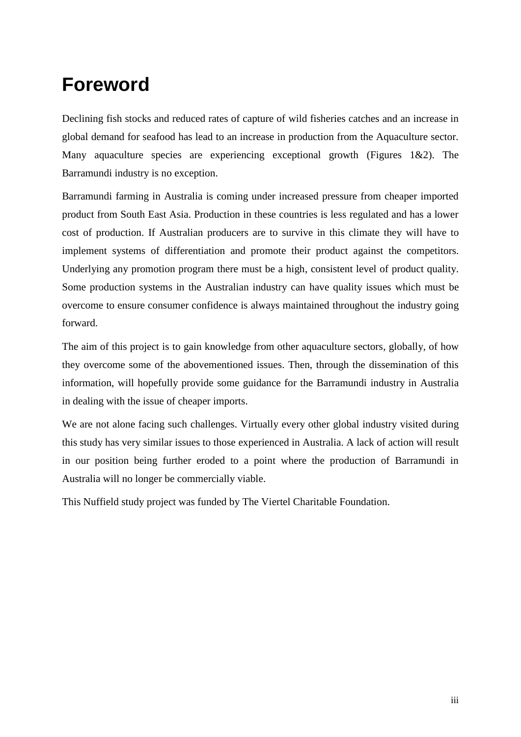# Foreword

Declining fish stocks and reduced rates of capture of wild fisheries catches and an increase in global demand for seafood has lead to an increase in production from the Aquaculture sector. Many aquaculture species are experiencing exceptional growth (Figures 1&2). The Barramundi industry is no exception.

Barramundi farming in Australia is coming under increased pressure from cheaper imported product from South East Asia. Production in these countries is less regulated and has a lower cost of production. If Australian producers are to survive in this climate they will have to implement systems of differentiation and promote their product against the competitors. Underlying any promotion program there must be a high, consistent level of product quality. Some production systems in the Australian industry can have quality issues which must be overcome to ensure consumer confidence is always maintained throughout the industry going forward.

The aim of this project is to gain knowledge from other aquaculture sectors, globally, of how they overcome some of the abovementioned issues. Then, through the dissemination of this information, will hopefully provide some guidance for the Barramundi industry in Australia in dealing with the issue of cheaper imports.

We are not alone facing such challenges. Virtually every other global industry visited during this study has very similar issues to those experienced in Australia. A lack of action will result in our position being further eroded to a point where the production of Barramundi in Australia will no longer be commercially viable.

This Nuffield study project was funded by The Viertel Charitable Foundation.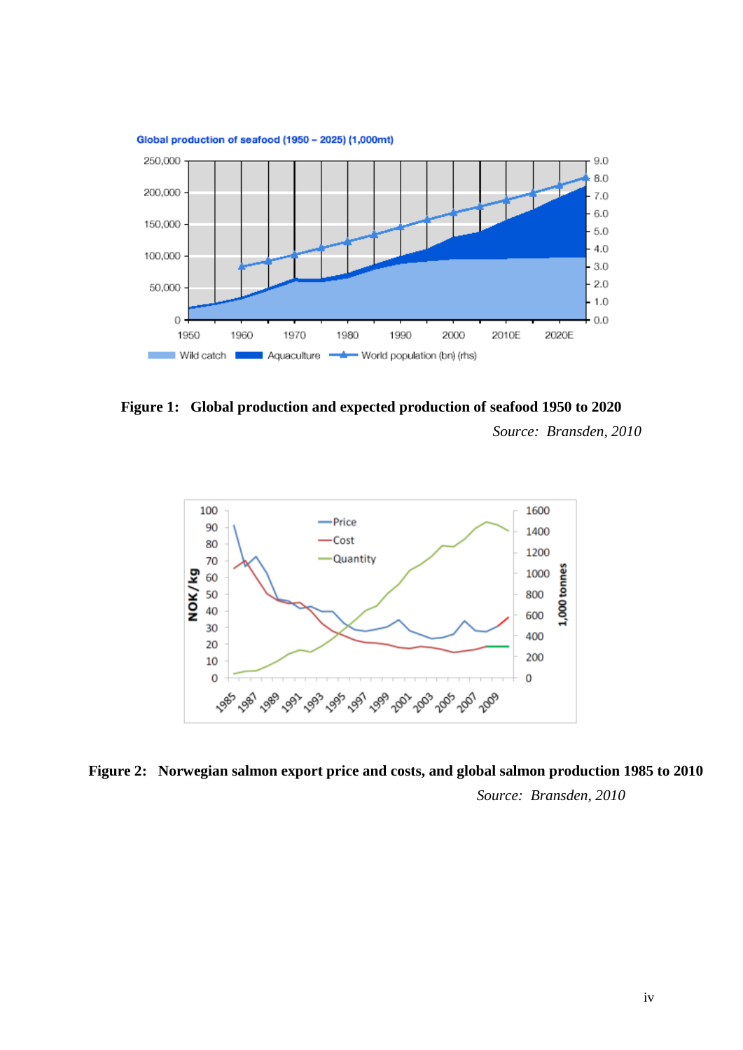**Figure 1: Global production and expected production of seafood 1950 to 2020**

*Source: Bransden, 2010*

**Figure 2: Norwegian salmon export price and costs, and global salmon production 1985 to 2010**

*Source: Bransden, 2010*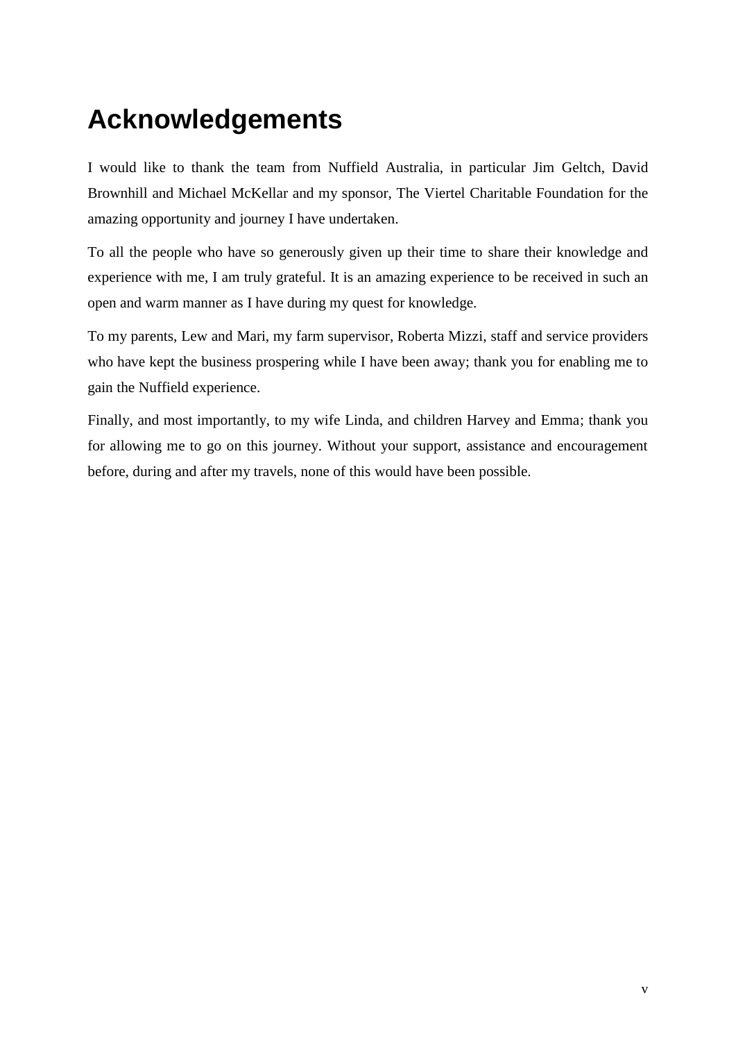# Acknowledgements

I would like to thank the team from Nuffield Australia, in particular Jim Geltch, David Brownhill and Michael McKellar and my sponsor, The Viertel Charitable Foundation for the amazing opportunity and journey I have undertaken.

To all the people who have so generously given up their time to share their knowledge and experience with me, I am truly grateful. It is an amazing experience to be received in such an open and warm manner as I have during my quest for knowledge.

To my parents, Lew and Mari, my farm supervisor, Roberta Mizzi, staff and service providers who have kept the business prospering while I have been away; thank you for enabling me to gain the Nuffield experience.

Finally, and most importantly, to my wife Linda, and children Harvey and Emma; thank you for allowing me to go on this journey. Without your support, assistance and encouragement before, during and after my travels, none of this would have been possible.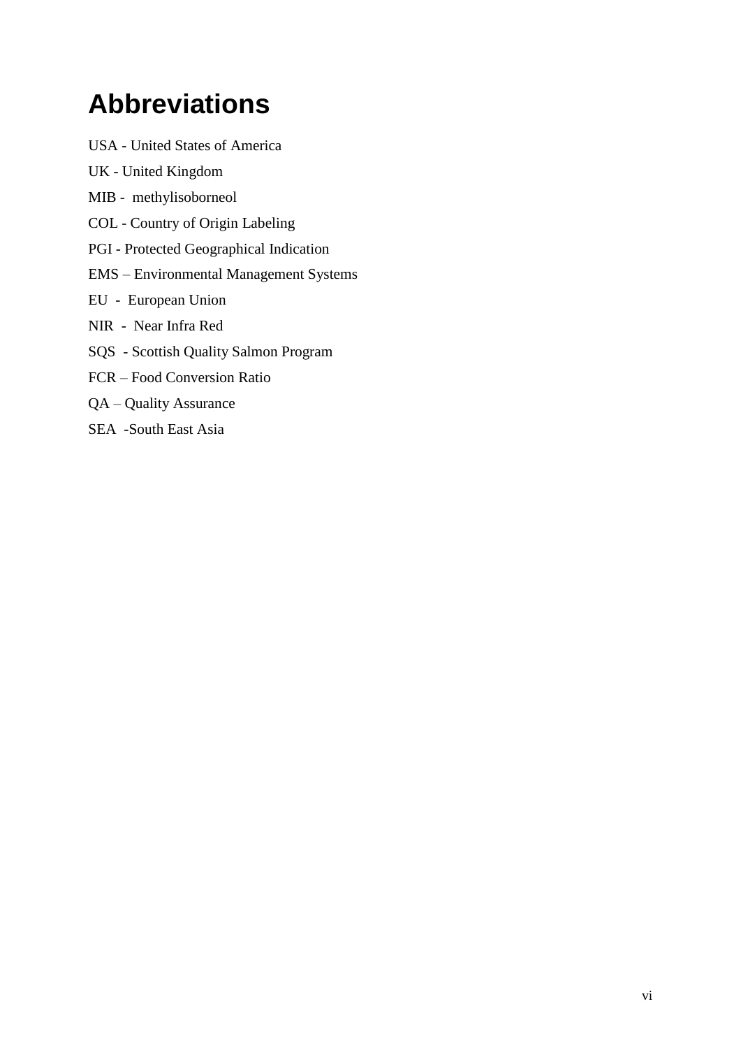# Abbreviations

USA - United States of America

UK - United Kingdom

MIB - methylisoborneol

COL - Country of Origin Labeling

PGI - Protected Geographical Indication

EMS – Environmental Management Systems

EU - European Union

NIR - Near Infra Red

SQS - Scottish Quality Salmon Program

FCR – Food Conversion Ratio

QA – Quality Assurance

SEA -South East Asia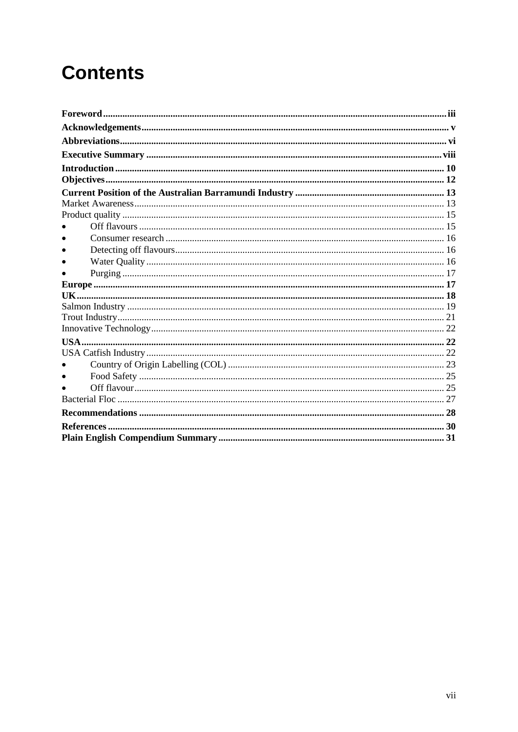# Contents

**Foreword** ... iii
**Acknowledgements** ... v
**Abbreviations** ... vi
**Executive Summary** ... viii
**Introduction** ... 10
**Objectives** ... 12
**Current Position of the Australian Barramundi Industry** ... 13
Market Awareness ... 13
Product quality ... 15
- Off flavours ... 15
- Consumer research ... 16
- Detecting off flavours ... 16
- Water Quality ... 16
- Purging ... 17

**Europe** ... 17
**UK** ... 18
Salmon Industry ... 19
Trout Industry ... 21
Innovative Technology ... 22
**USA** ... 22
USA Catfish Industry ... 22
- Country of Origin Labelling (COL) ... 23
- Food Safety ... 25
- Off flavour ... 25

Bacterial Floc ... 27
**Recommendations** ... 28
**References** ... 30
**Plain English Compendium Summary** ... 31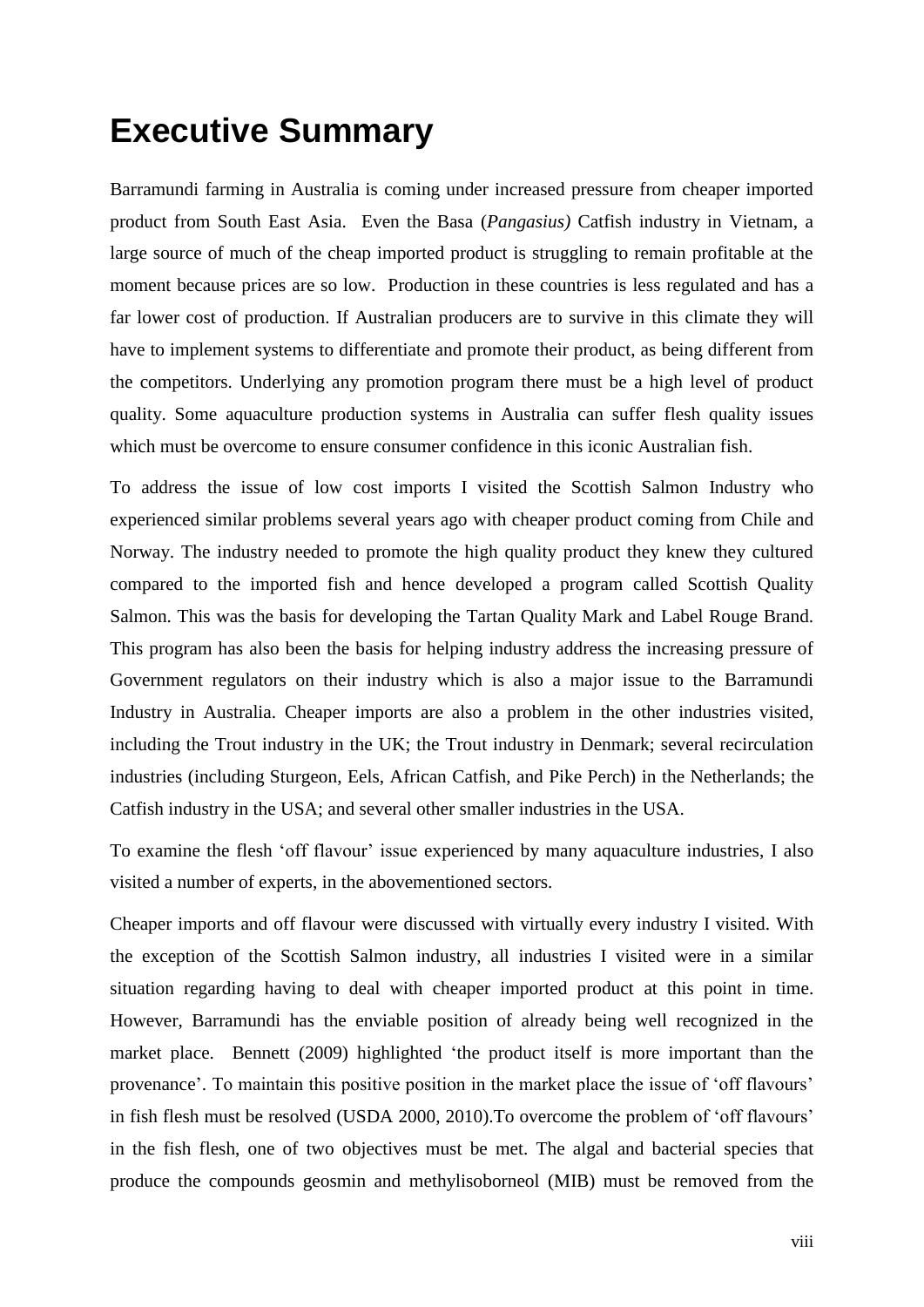# Executive Summary

Barramundi farming in Australia is coming under increased pressure from cheaper imported product from South East Asia. Even the Basa (*Pangasius)* Catfish industry in Vietnam, a large source of much of the cheap imported product is struggling to remain profitable at the moment because prices are so low. Production in these countries is less regulated and has a far lower cost of production. If Australian producers are to survive in this climate they will have to implement systems to differentiate and promote their product, as being different from the competitors. Underlying any promotion program there must be a high level of product quality. Some aquaculture production systems in Australia can suffer flesh quality issues which must be overcome to ensure consumer confidence in this iconic Australian fish.

To address the issue of low cost imports I visited the Scottish Salmon Industry who experienced similar problems several years ago with cheaper product coming from Chile and Norway. The industry needed to promote the high quality product they knew they cultured compared to the imported fish and hence developed a program called Scottish Quality Salmon. This was the basis for developing the Tartan Quality Mark and Label Rouge Brand. This program has also been the basis for helping industry address the increasing pressure of Government regulators on their industry which is also a major issue to the Barramundi Industry in Australia. Cheaper imports are also a problem in the other industries visited, including the Trout industry in the UK; the Trout industry in Denmark; several recirculation industries (including Sturgeon, Eels, African Catfish, and Pike Perch) in the Netherlands; the Catfish industry in the USA; and several other smaller industries in the USA.

To examine the flesh 'off flavour' issue experienced by many aquaculture industries, I also visited a number of experts, in the abovementioned sectors.

Cheaper imports and off flavour were discussed with virtually every industry I visited. With the exception of the Scottish Salmon industry, all industries I visited were in a similar situation regarding having to deal with cheaper imported product at this point in time. However, Barramundi has the enviable position of already being well recognized in the market place. Bennett (2009) highlighted 'the product itself is more important than the provenance'. To maintain this positive position in the market place the issue of 'off flavours' in fish flesh must be resolved (USDA 2000, 2010).To overcome the problem of 'off flavours' in the fish flesh, one of two objectives must be met. The algal and bacterial species that produce the compounds geosmin and methylisoborneol (MIB) must be removed from the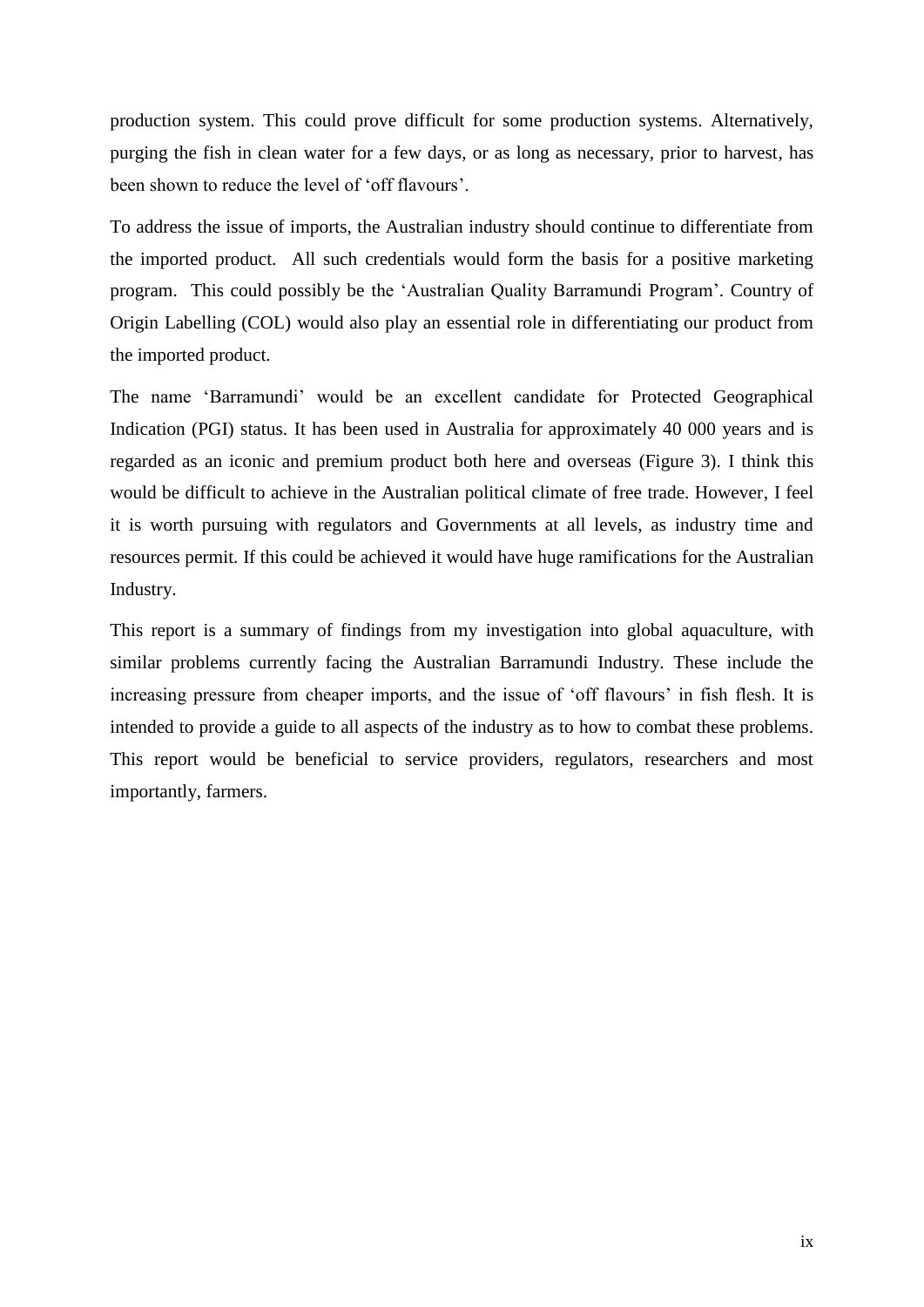production system. This could prove difficult for some production systems. Alternatively, purging the fish in clean water for a few days, or as long as necessary, prior to harvest, has been shown to reduce the level of 'off flavours'.

To address the issue of imports, the Australian industry should continue to differentiate from the imported product. All such credentials would form the basis for a positive marketing program. This could possibly be the 'Australian Quality Barramundi Program'. Country of Origin Labelling (COL) would also play an essential role in differentiating our product from the imported product.

The name 'Barramundi' would be an excellent candidate for Protected Geographical Indication (PGI) status. It has been used in Australia for approximately 40 000 years and is regarded as an iconic and premium product both here and overseas (Figure 3). I think this would be difficult to achieve in the Australian political climate of free trade. However, I feel it is worth pursuing with regulators and Governments at all levels, as industry time and resources permit. If this could be achieved it would have huge ramifications for the Australian Industry.

This report is a summary of findings from my investigation into global aquaculture, with similar problems currently facing the Australian Barramundi Industry. These include the increasing pressure from cheaper imports, and the issue of 'off flavours' in fish flesh. It is intended to provide a guide to all aspects of the industry as to how to combat these problems. This report would be beneficial to service providers, regulators, researchers and most importantly, farmers.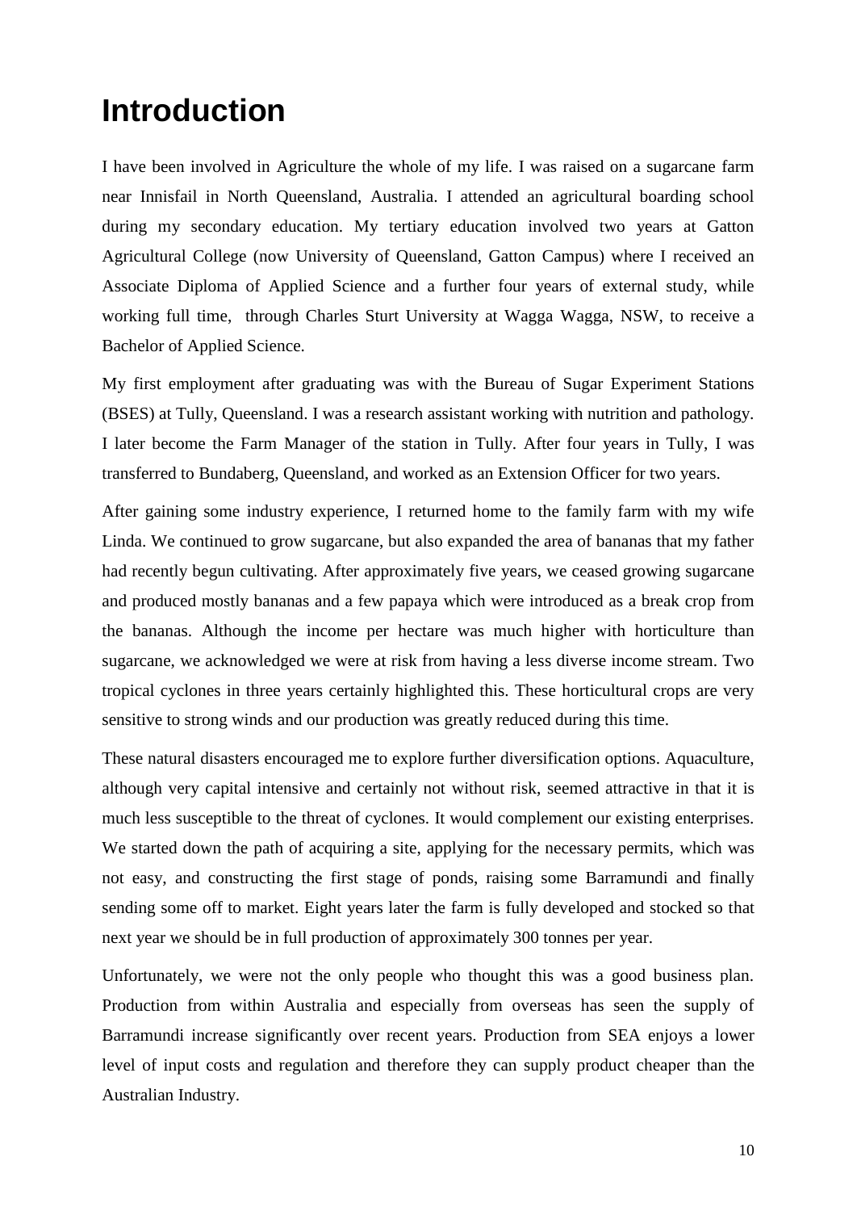# Introduction

I have been involved in Agriculture the whole of my life. I was raised on a sugarcane farm near Innisfail in North Queensland, Australia. I attended an agricultural boarding school during my secondary education. My tertiary education involved two years at Gatton Agricultural College (now University of Queensland, Gatton Campus) where I received an Associate Diploma of Applied Science and a further four years of external study, while working full time, through Charles Sturt University at Wagga Wagga, NSW, to receive a Bachelor of Applied Science.

My first employment after graduating was with the Bureau of Sugar Experiment Stations (BSES) at Tully, Queensland. I was a research assistant working with nutrition and pathology. I later become the Farm Manager of the station in Tully. After four years in Tully, I was transferred to Bundaberg, Queensland, and worked as an Extension Officer for two years.

After gaining some industry experience, I returned home to the family farm with my wife Linda. We continued to grow sugarcane, but also expanded the area of bananas that my father had recently begun cultivating. After approximately five years, we ceased growing sugarcane and produced mostly bananas and a few papaya which were introduced as a break crop from the bananas. Although the income per hectare was much higher with horticulture than sugarcane, we acknowledged we were at risk from having a less diverse income stream. Two tropical cyclones in three years certainly highlighted this. These horticultural crops are very sensitive to strong winds and our production was greatly reduced during this time.

These natural disasters encouraged me to explore further diversification options. Aquaculture, although very capital intensive and certainly not without risk, seemed attractive in that it is much less susceptible to the threat of cyclones. It would complement our existing enterprises. We started down the path of acquiring a site, applying for the necessary permits, which was not easy, and constructing the first stage of ponds, raising some Barramundi and finally sending some off to market. Eight years later the farm is fully developed and stocked so that next year we should be in full production of approximately 300 tonnes per year.

Unfortunately, we were not the only people who thought this was a good business plan. Production from within Australia and especially from overseas has seen the supply of Barramundi increase significantly over recent years. Production from SEA enjoys a lower level of input costs and regulation and therefore they can supply product cheaper than the Australian Industry.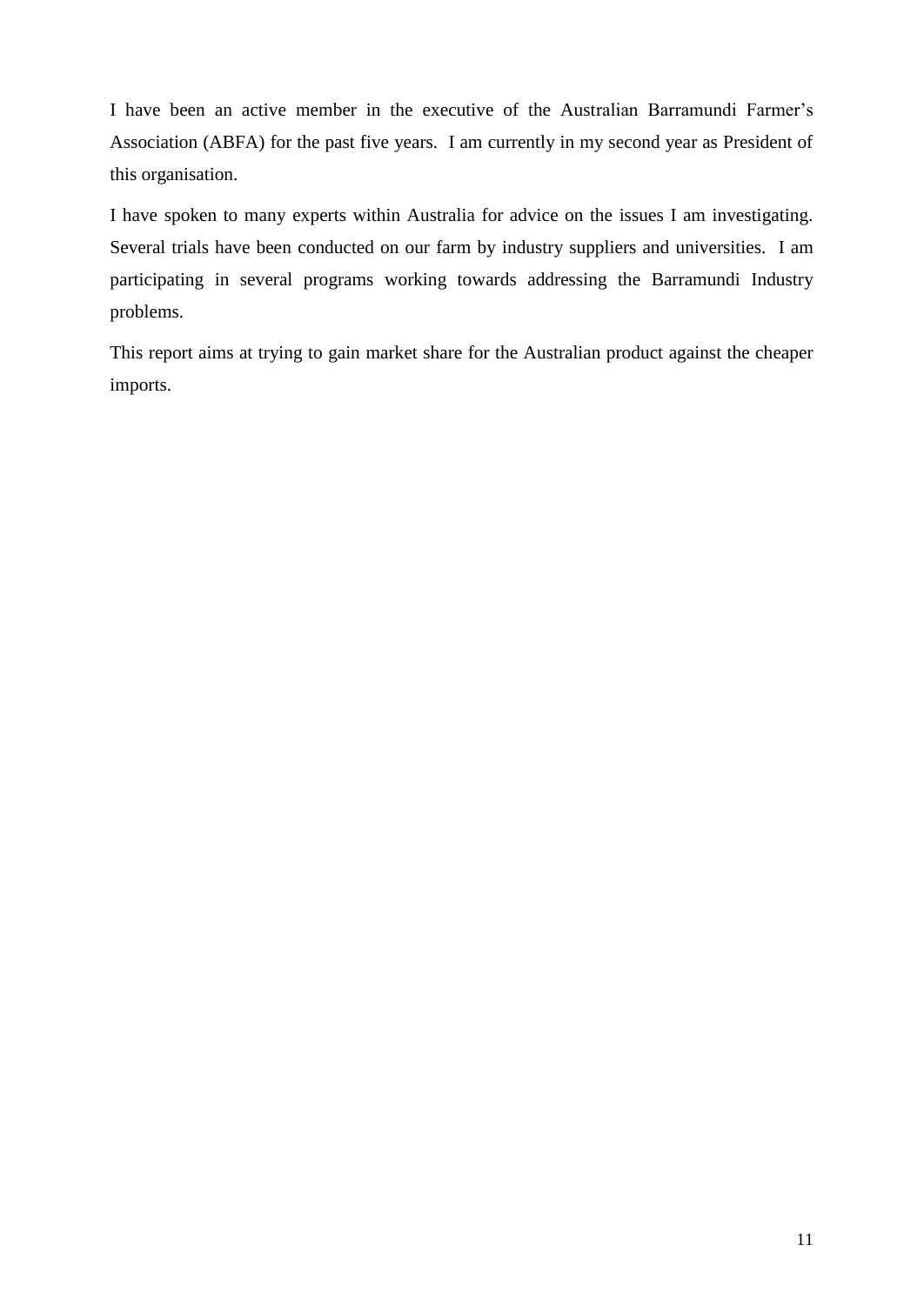I have been an active member in the executive of the Australian Barramundi Farmer's Association (ABFA) for the past five years. I am currently in my second year as President of this organisation.

I have spoken to many experts within Australia for advice on the issues I am investigating. Several trials have been conducted on our farm by industry suppliers and universities. I am participating in several programs working towards addressing the Barramundi Industry problems.

This report aims at trying to gain market share for the Australian product against the cheaper imports.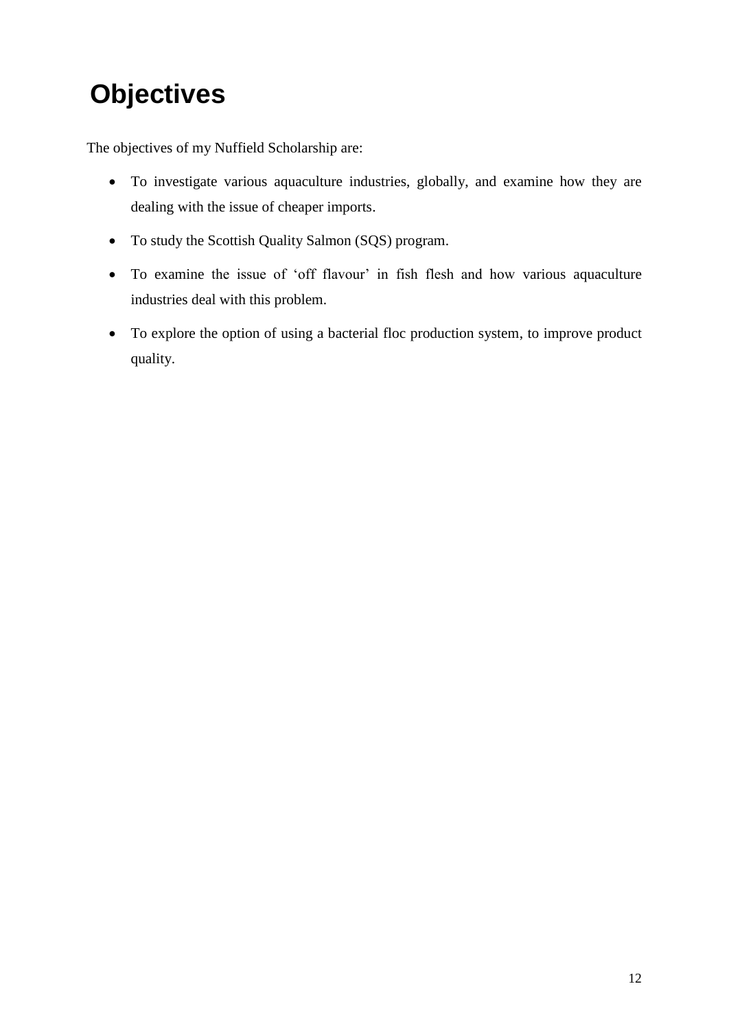# Objectives

The objectives of my Nuffield Scholarship are:

- To investigate various aquaculture industries, globally, and examine how they are dealing with the issue of cheaper imports.
- To study the Scottish Quality Salmon (SQS) program.
- To examine the issue of 'off flavour' in fish flesh and how various aquaculture industries deal with this problem.
- To explore the option of using a bacterial floc production system, to improve product quality.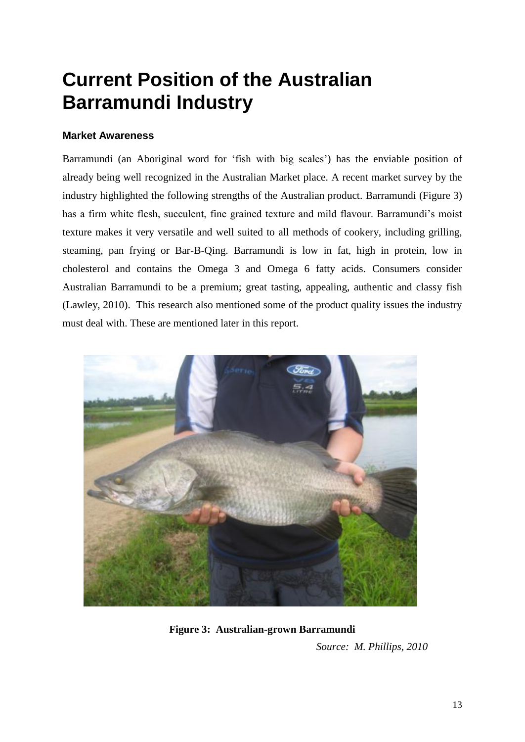# Current Position of the Australian Barramundi Industry

### Market Awareness

Barramundi (an Aboriginal word for 'fish with big scales') has the enviable position of already being well recognized in the Australian Market place. A recent market survey by the industry highlighted the following strengths of the Australian product. Barramundi (Figure 3) has a firm white flesh, succulent, fine grained texture and mild flavour. Barramundi's moist texture makes it very versatile and well suited to all methods of cookery, including grilling, steaming, pan frying or Bar-B-Qing. Barramundi is low in fat, high in protein, low in cholesterol and contains the Omega 3 and Omega 6 fatty acids. Consumers consider Australian Barramundi to be a premium; great tasting, appealing, authentic and classy fish (Lawley, 2010). This research also mentioned some of the product quality issues the industry must deal with. These are mentioned later in this report.

**Figure 3: Australian-grown Barramundi**

*Source: M. Phillips, 2010*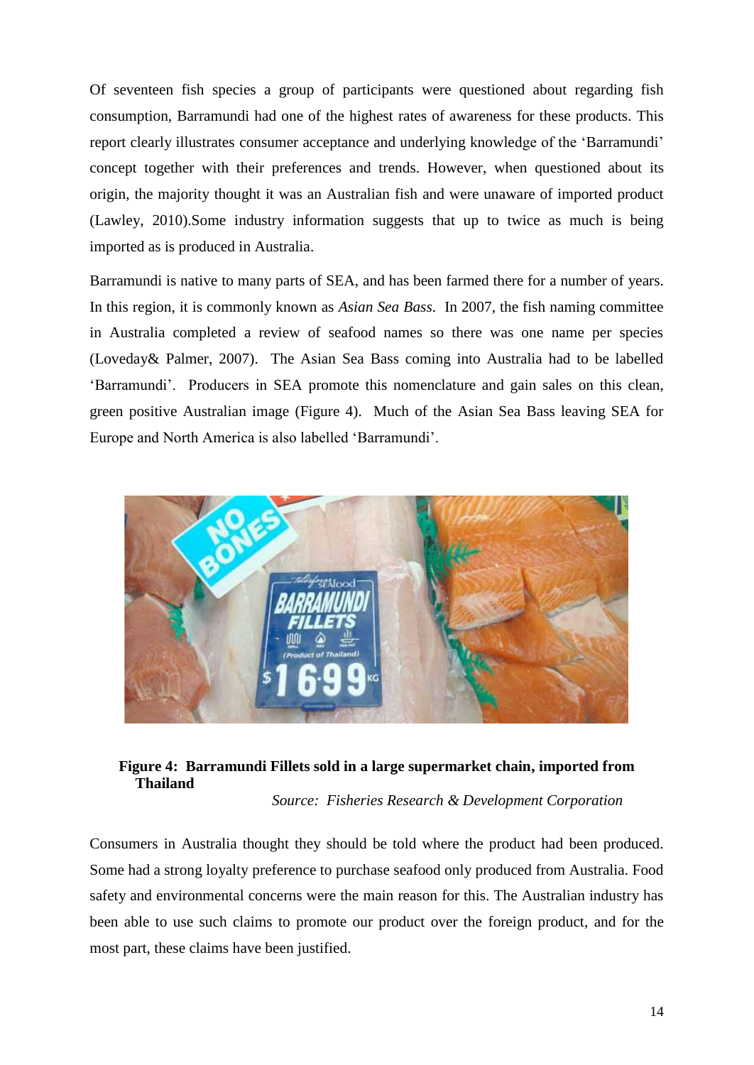Of seventeen fish species a group of participants were questioned about regarding fish consumption, Barramundi had one of the highest rates of awareness for these products. This report clearly illustrates consumer acceptance and underlying knowledge of the 'Barramundi' concept together with their preferences and trends. However, when questioned about its origin, the majority thought it was an Australian fish and were unaware of imported product (Lawley, 2010).Some industry information suggests that up to twice as much is being imported as is produced in Australia.

Barramundi is native to many parts of SEA, and has been farmed there for a number of years. In this region, it is commonly known as *Asian Sea Bass*. In 2007, the fish naming committee in Australia completed a review of seafood names so there was one name per species (Loveday& Palmer, 2007). The Asian Sea Bass coming into Australia had to be labelled 'Barramundi'. Producers in SEA promote this nomenclature and gain sales on this clean, green positive Australian image (Figure 4). Much of the Asian Sea Bass leaving SEA for Europe and North America is also labelled 'Barramundi'.

**Figure 4: Barramundi Fillets sold in a large supermarket chain, imported from Thailand**

*Source: Fisheries Research & Development Corporation*

Consumers in Australia thought they should be told where the product had been produced. Some had a strong loyalty preference to purchase seafood only produced from Australia. Food safety and environmental concerns were the main reason for this. The Australian industry has been able to use such claims to promote our product over the foreign product, and for the most part, these claims have been justified.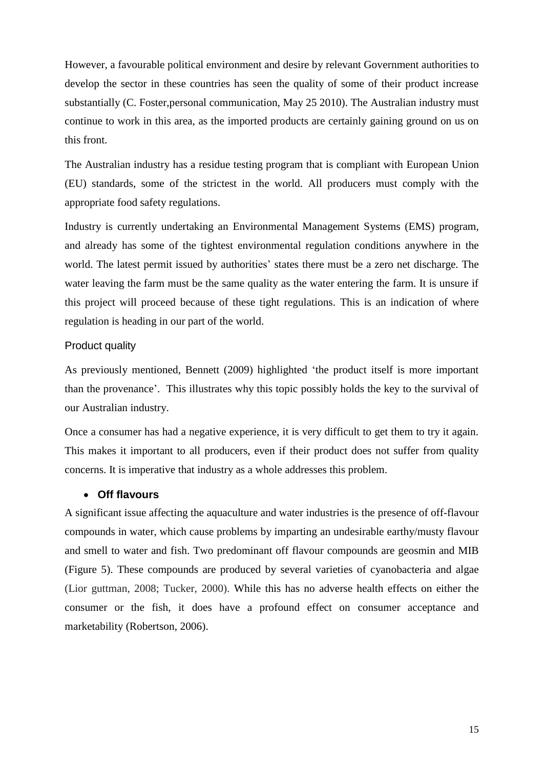However, a favourable political environment and desire by relevant Government authorities to develop the sector in these countries has seen the quality of some of their product increase substantially (C. Foster,personal communication, May 25 2010). The Australian industry must continue to work in this area, as the imported products are certainly gaining ground on us on this front.

The Australian industry has a residue testing program that is compliant with European Union (EU) standards, some of the strictest in the world. All producers must comply with the appropriate food safety regulations.

Industry is currently undertaking an Environmental Management Systems (EMS) program, and already has some of the tightest environmental regulation conditions anywhere in the world. The latest permit issued by authorities' states there must be a zero net discharge. The water leaving the farm must be the same quality as the water entering the farm. It is unsure if this project will proceed because of these tight regulations. This is an indication of where regulation is heading in our part of the world.

### Product quality

As previously mentioned, Bennett (2009) highlighted 'the product itself is more important than the provenance'. This illustrates why this topic possibly holds the key to the survival of our Australian industry.

Once a consumer has had a negative experience, it is very difficult to get them to try it again. This makes it important to all producers, even if their product does not suffer from quality concerns. It is imperative that industry as a whole addresses this problem.

- **Off flavours**

A significant issue affecting the aquaculture and water industries is the presence of off-flavour compounds in water, which cause problems by imparting an undesirable earthy/musty flavour and smell to water and fish. Two predominant off flavour compounds are geosmin and MIB (Figure 5). These compounds are produced by several varieties of cyanobacteria and algae (Lior guttman, 2008; Tucker, 2000). While this has no adverse health effects on either the consumer or the fish, it does have a profound effect on consumer acceptance and marketability (Robertson, 2006).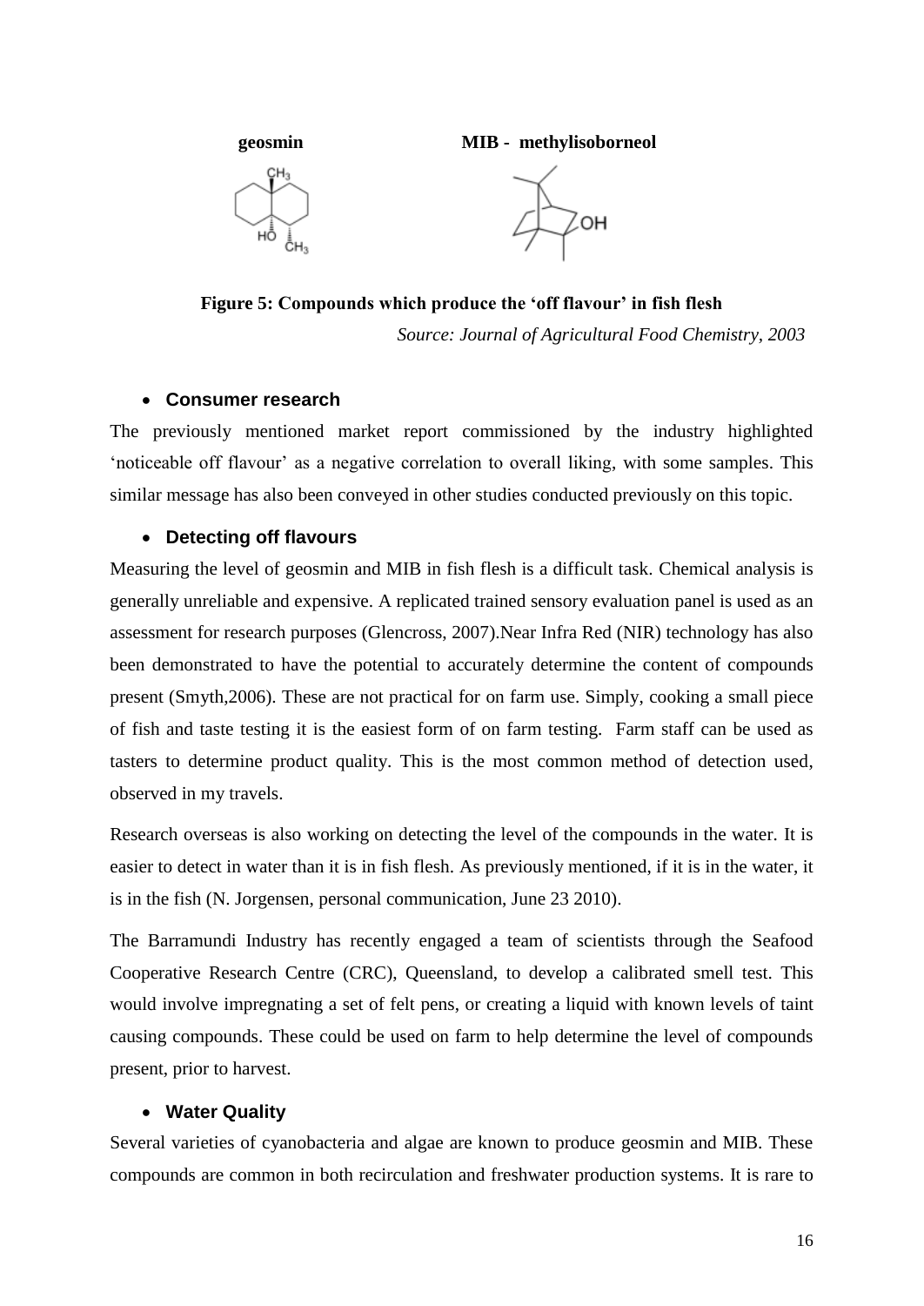**geosmin** **MIB - methylisoborneol**

**Figure 5: Compounds which produce the 'off flavour' in fish flesh**

*Source: Journal of Agricultural Food Chemistry, 2003*

- **Consumer research**

The previously mentioned market report commissioned by the industry highlighted 'noticeable off flavour' as a negative correlation to overall liking, with some samples. This similar message has also been conveyed in other studies conducted previously on this topic.

- **Detecting off flavours**

Measuring the level of geosmin and MIB in fish flesh is a difficult task. Chemical analysis is generally unreliable and expensive. A replicated trained sensory evaluation panel is used as an assessment for research purposes (Glencross, 2007).Near Infra Red (NIR) technology has also been demonstrated to have the potential to accurately determine the content of compounds present (Smyth,2006). These are not practical for on farm use. Simply, cooking a small piece of fish and taste testing it is the easiest form of on farm testing. Farm staff can be used as tasters to determine product quality. This is the most common method of detection used, observed in my travels.

Research overseas is also working on detecting the level of the compounds in the water. It is easier to detect in water than it is in fish flesh. As previously mentioned, if it is in the water, it is in the fish (N. Jorgensen, personal communication, June 23 2010).

The Barramundi Industry has recently engaged a team of scientists through the Seafood Cooperative Research Centre (CRC), Queensland, to develop a calibrated smell test. This would involve impregnating a set of felt pens, or creating a liquid with known levels of taint causing compounds. These could be used on farm to help determine the level of compounds present, prior to harvest.

- **Water Quality**

Several varieties of cyanobacteria and algae are known to produce geosmin and MIB. These compounds are common in both recirculation and freshwater production systems. It is rare to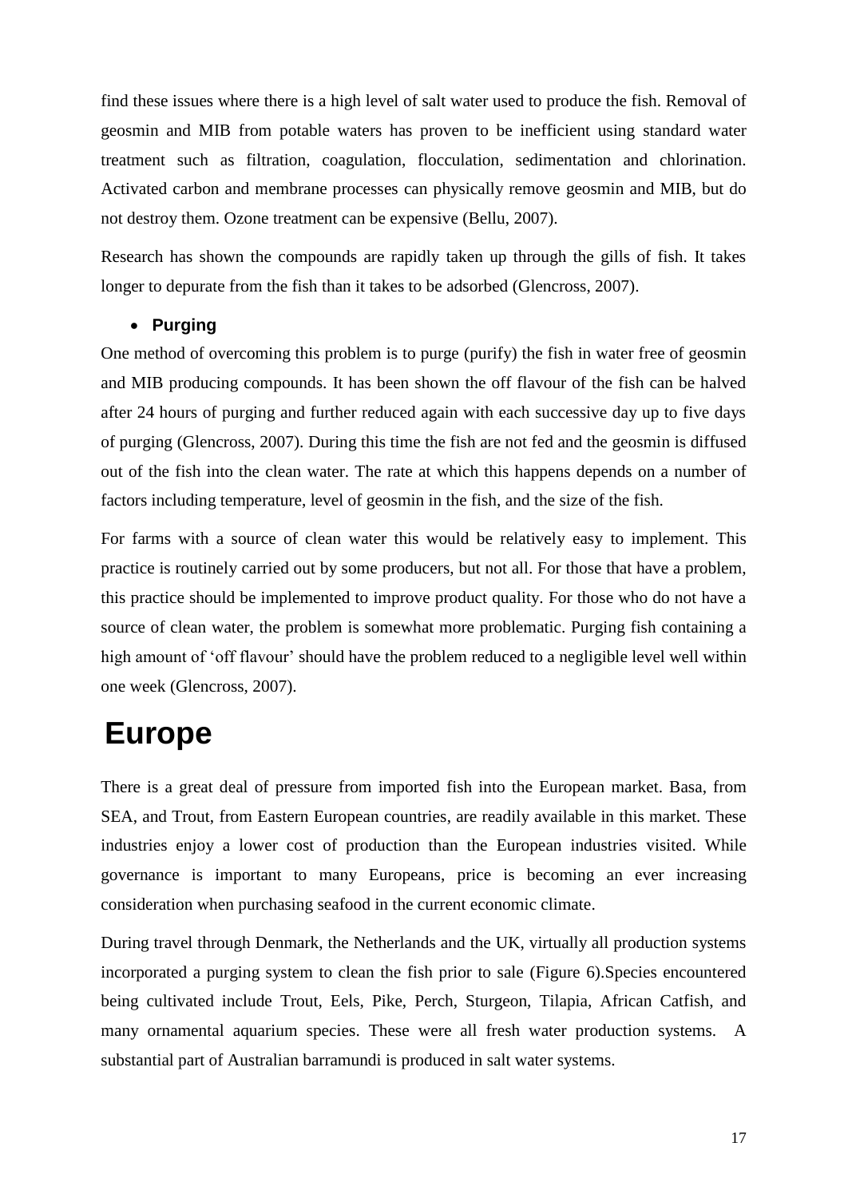find these issues where there is a high level of salt water used to produce the fish. Removal of geosmin and MIB from potable waters has proven to be inefficient using standard water treatment such as filtration, coagulation, flocculation, sedimentation and chlorination. Activated carbon and membrane processes can physically remove geosmin and MIB, but do not destroy them. Ozone treatment can be expensive (Bellu, 2007).

Research has shown the compounds are rapidly taken up through the gills of fish. It takes longer to depurate from the fish than it takes to be adsorbed (Glencross, 2007).

- **Purging**

One method of overcoming this problem is to purge (purify) the fish in water free of geosmin and MIB producing compounds. It has been shown the off flavour of the fish can be halved after 24 hours of purging and further reduced again with each successive day up to five days of purging (Glencross, 2007). During this time the fish are not fed and the geosmin is diffused out of the fish into the clean water. The rate at which this happens depends on a number of factors including temperature, level of geosmin in the fish, and the size of the fish.

For farms with a source of clean water this would be relatively easy to implement. This practice is routinely carried out by some producers, but not all. For those that have a problem, this practice should be implemented to improve product quality. For those who do not have a source of clean water, the problem is somewhat more problematic. Purging fish containing a high amount of 'off flavour' should have the problem reduced to a negligible level well within one week (Glencross, 2007).

# Europe

There is a great deal of pressure from imported fish into the European market. Basa, from SEA, and Trout, from Eastern European countries, are readily available in this market. These industries enjoy a lower cost of production than the European industries visited. While governance is important to many Europeans, price is becoming an ever increasing consideration when purchasing seafood in the current economic climate.

During travel through Denmark, the Netherlands and the UK, virtually all production systems incorporated a purging system to clean the fish prior to sale (Figure 6).Species encountered being cultivated include Trout, Eels, Pike, Perch, Sturgeon, Tilapia, African Catfish, and many ornamental aquarium species. These were all fresh water production systems. A substantial part of Australian barramundi is produced in salt water systems.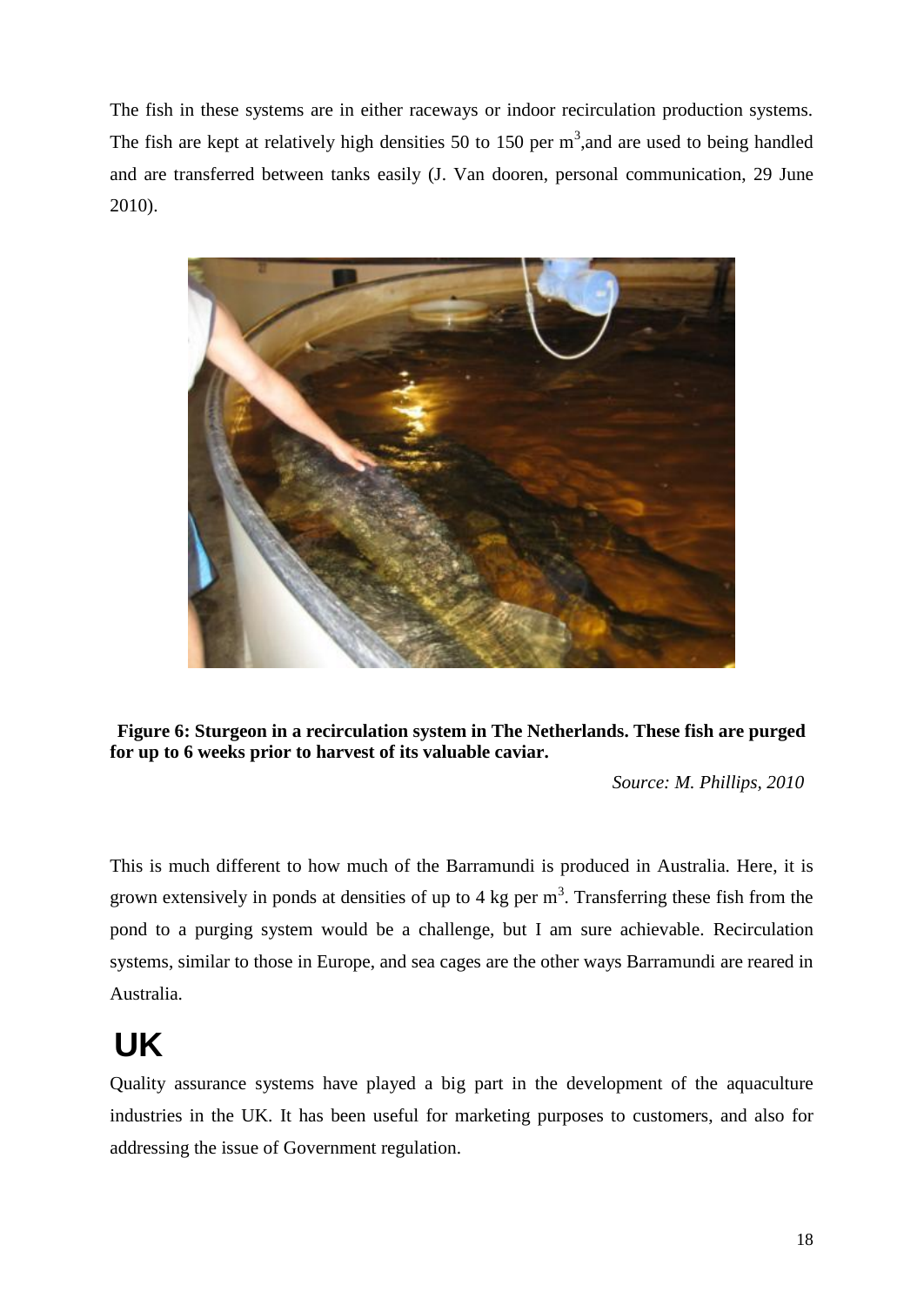The fish in these systems are in either raceways or indoor recirculation production systems. The fish are kept at relatively high densities 50 to 150 per $m^3$,and are used to being handled and are transferred between tanks easily (J. Van dooren, personal communication, 29 June 2010).

**Figure 6: Sturgeon in a recirculation system in The Netherlands. These fish are purged for up to 6 weeks prior to harvest of its valuable caviar.**

*Source: M. Phillips, 2010*

This is much different to how much of the Barramundi is produced in Australia. Here, it is grown extensively in ponds at densities of up to 4 kg per $m^3$. Transferring these fish from the pond to a purging system would be a challenge, but I am sure achievable. Recirculation systems, similar to those in Europe, and sea cages are the other ways Barramundi are reared in Australia.

# UK

Quality assurance systems have played a big part in the development of the aquaculture industries in the UK. It has been useful for marketing purposes to customers, and also for addressing the issue of Government regulation.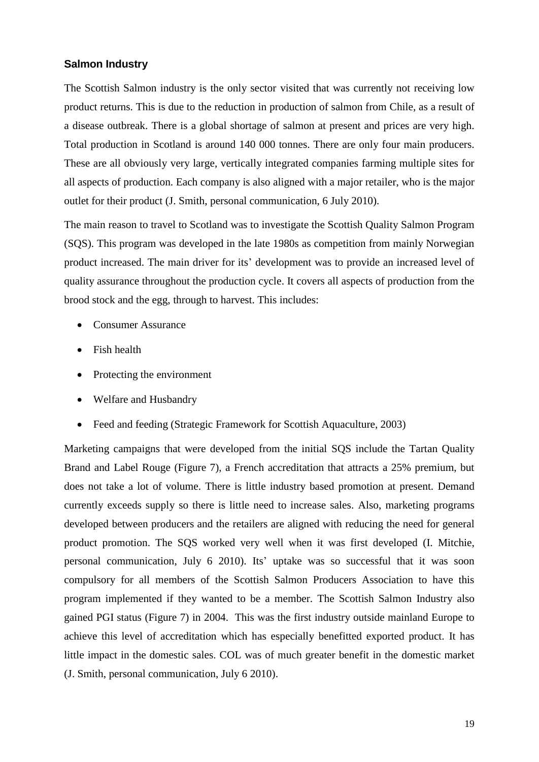### Salmon Industry

The Scottish Salmon industry is the only sector visited that was currently not receiving low product returns. This is due to the reduction in production of salmon from Chile, as a result of a disease outbreak. There is a global shortage of salmon at present and prices are very high. Total production in Scotland is around 140 000 tonnes. There are only four main producers. These are all obviously very large, vertically integrated companies farming multiple sites for all aspects of production. Each company is also aligned with a major retailer, who is the major outlet for their product (J. Smith, personal communication, 6 July 2010).

The main reason to travel to Scotland was to investigate the Scottish Quality Salmon Program (SQS). This program was developed in the late 1980s as competition from mainly Norwegian product increased. The main driver for its' development was to provide an increased level of quality assurance throughout the production cycle. It covers all aspects of production from the brood stock and the egg, through to harvest. This includes:

- Consumer Assurance
- Fish health
- Protecting the environment
- Welfare and Husbandry
- Feed and feeding (Strategic Framework for Scottish Aquaculture, 2003)

Marketing campaigns that were developed from the initial SQS include the Tartan Quality Brand and Label Rouge (Figure 7), a French accreditation that attracts a 25% premium, but does not take a lot of volume. There is little industry based promotion at present. Demand currently exceeds supply so there is little need to increase sales. Also, marketing programs developed between producers and the retailers are aligned with reducing the need for general product promotion. The SQS worked very well when it was first developed (I. Mitchie, personal communication, July 6 2010). Its' uptake was so successful that it was soon compulsory for all members of the Scottish Salmon Producers Association to have this program implemented if they wanted to be a member. The Scottish Salmon Industry also gained PGI status (Figure 7) in 2004. This was the first industry outside mainland Europe to achieve this level of accreditation which has especially benefitted exported product. It has little impact in the domestic sales. COL was of much greater benefit in the domestic market (J. Smith, personal communication, July 6 2010).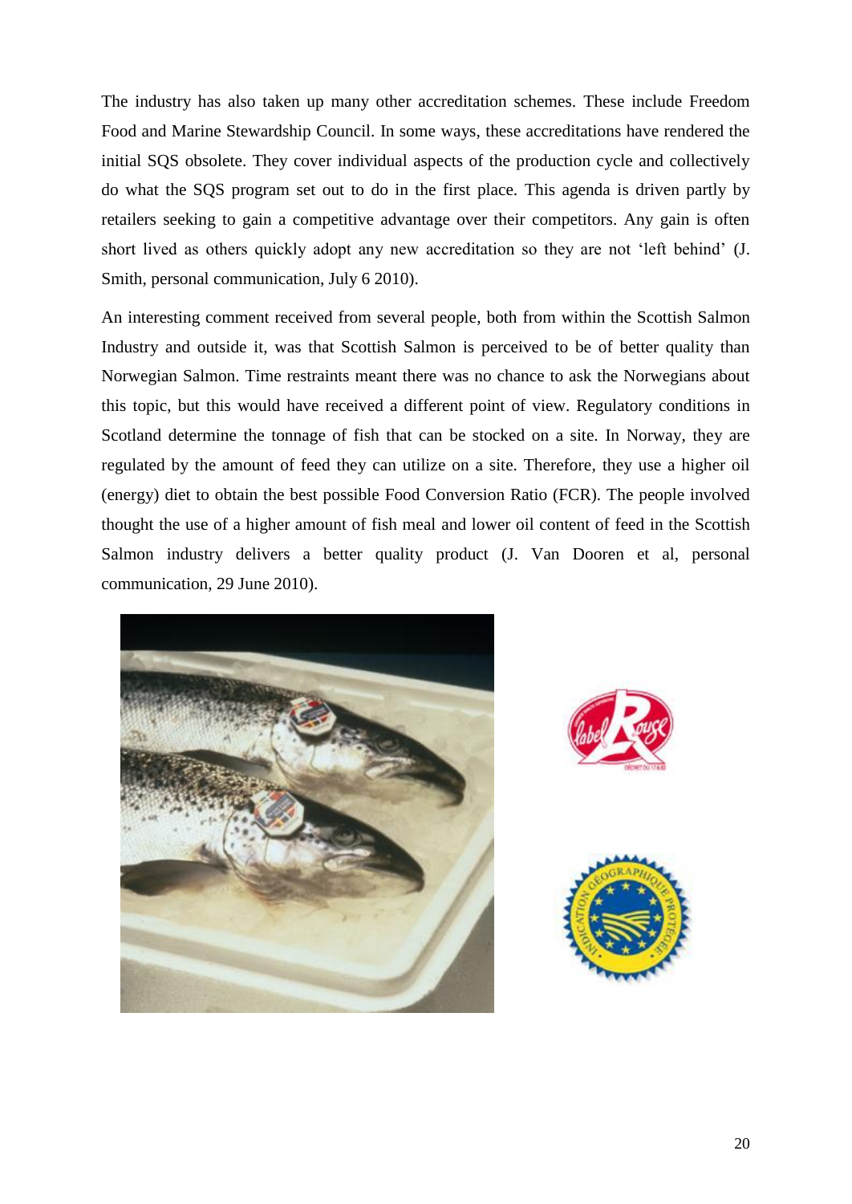The industry has also taken up many other accreditation schemes. These include Freedom Food and Marine Stewardship Council. In some ways, these accreditations have rendered the initial SQS obsolete. They cover individual aspects of the production cycle and collectively do what the SQS program set out to do in the first place. This agenda is driven partly by retailers seeking to gain a competitive advantage over their competitors. Any gain is often short lived as others quickly adopt any new accreditation so they are not 'left behind' (J. Smith, personal communication, July 6 2010).

An interesting comment received from several people, both from within the Scottish Salmon Industry and outside it, was that Scottish Salmon is perceived to be of better quality than Norwegian Salmon. Time restraints meant there was no chance to ask the Norwegians about this topic, but this would have received a different point of view. Regulatory conditions in Scotland determine the tonnage of fish that can be stocked on a site. In Norway, they are regulated by the amount of feed they can utilize on a site. Therefore, they use a higher oil (energy) diet to obtain the best possible Food Conversion Ratio (FCR). The people involved thought the use of a higher amount of fish meal and lower oil content of feed in the Scottish Salmon industry delivers a better quality product (J. Van Dooren et al, personal communication, 29 June 2010).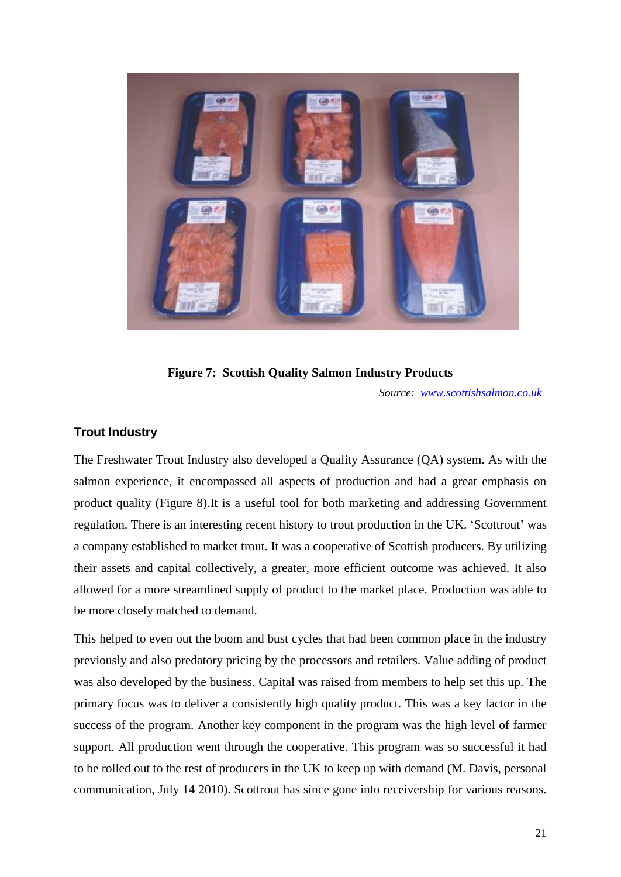**Figure 7: Scottish Quality Salmon Industry Products**

*Source: www.scottishsalmon.co.uk*

### Trout Industry

The Freshwater Trout Industry also developed a Quality Assurance (QA) system. As with the salmon experience, it encompassed all aspects of production and had a great emphasis on product quality (Figure 8).It is a useful tool for both marketing and addressing Government regulation. There is an interesting recent history to trout production in the UK. 'Scottrout' was a company established to market trout. It was a cooperative of Scottish producers. By utilizing their assets and capital collectively, a greater, more efficient outcome was achieved. It also allowed for a more streamlined supply of product to the market place. Production was able to be more closely matched to demand.

This helped to even out the boom and bust cycles that had been common place in the industry previously and also predatory pricing by the processors and retailers. Value adding of product was also developed by the business. Capital was raised from members to help set this up. The primary focus was to deliver a consistently high quality product. This was a key factor in the success of the program. Another key component in the program was the high level of farmer support. All production went through the cooperative. This program was so successful it had to be rolled out to the rest of producers in the UK to keep up with demand (M. Davis, personal communication, July 14 2010). Scottrout has since gone into receivership for various reasons.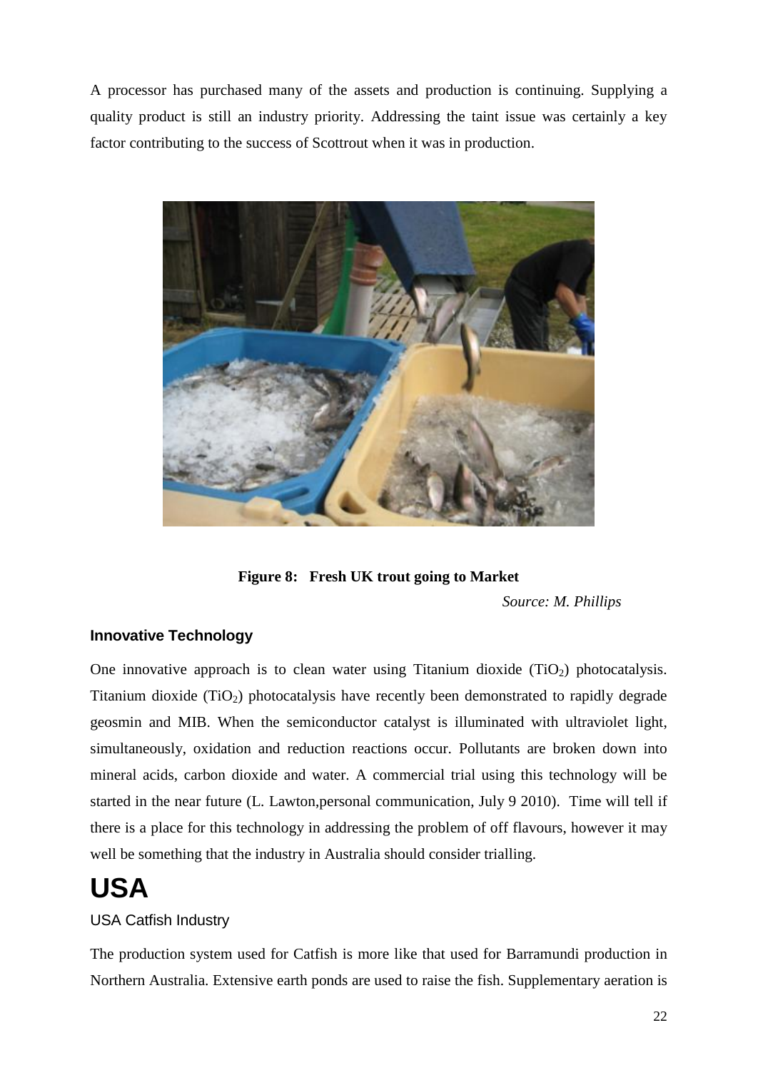A processor has purchased many of the assets and production is continuing. Supplying a quality product is still an industry priority. Addressing the taint issue was certainly a key factor contributing to the success of Scottrout when it was in production.

**Figure 8: Fresh UK trout going to Market**

*Source: M. Phillips*

### Innovative Technology

One innovative approach is to clean water using Titanium dioxide ($TiO_2$) photocatalysis. Titanium dioxide ($TiO_2$) photocatalysis have recently been demonstrated to rapidly degrade geosmin and MIB. When the semiconductor catalyst is illuminated with ultraviolet light, simultaneously, oxidation and reduction reactions occur. Pollutants are broken down into mineral acids, carbon dioxide and water. A commercial trial using this technology will be started in the near future (L. Lawton,personal communication, July 9 2010). Time will tell if there is a place for this technology in addressing the problem of off flavours, however it may well be something that the industry in Australia should consider trialling.

# USA

## USA Catfish Industry

The production system used for Catfish is more like that used for Barramundi production in Northern Australia. Extensive earth ponds are used to raise the fish. Supplementary aeration is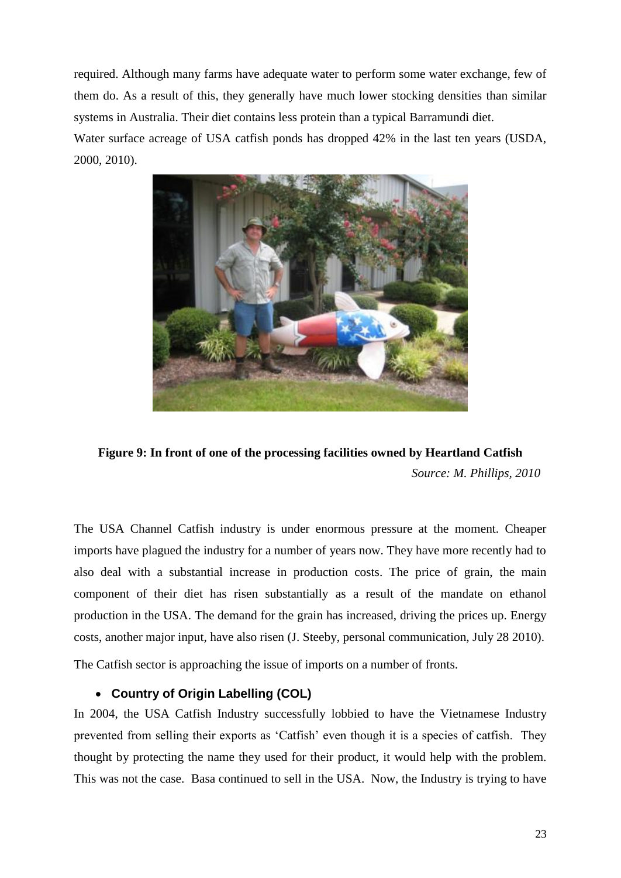required. Although many farms have adequate water to perform some water exchange, few of them do. As a result of this, they generally have much lower stocking densities than similar systems in Australia. Their diet contains less protein than a typical Barramundi diet.

Water surface acreage of USA catfish ponds has dropped 42% in the last ten years (USDA, 2000, 2010).

**Figure 9: In front of one of the processing facilities owned by Heartland Catfish**

*Source: M. Phillips, 2010*

The USA Channel Catfish industry is under enormous pressure at the moment. Cheaper imports have plagued the industry for a number of years now. They have more recently had to also deal with a substantial increase in production costs. The price of grain, the main component of their diet has risen substantially as a result of the mandate on ethanol production in the USA. The demand for the grain has increased, driving the prices up. Energy costs, another major input, have also risen (J. Steeby, personal communication, July 28 2010).

The Catfish sector is approaching the issue of imports on a number of fronts.

- **Country of Origin Labelling (COL)**

In 2004, the USA Catfish Industry successfully lobbied to have the Vietnamese Industry prevented from selling their exports as 'Catfish' even though it is a species of catfish. They thought by protecting the name they used for their product, it would help with the problem. This was not the case. Basa continued to sell in the USA. Now, the Industry is trying to have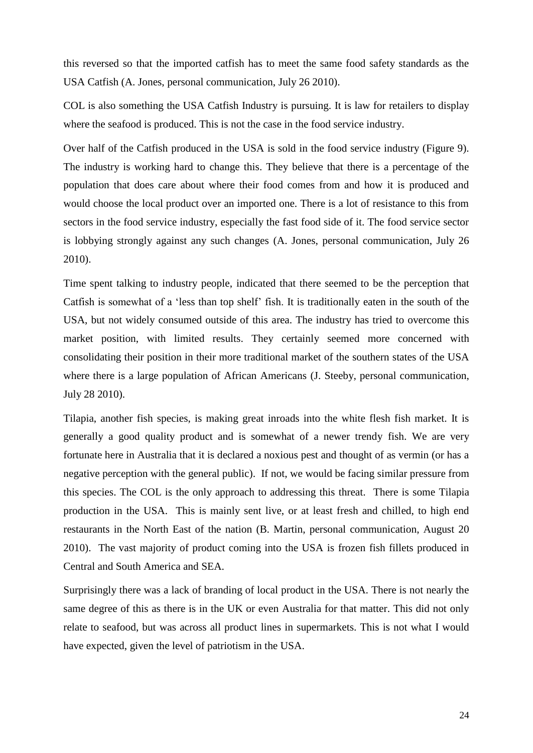this reversed so that the imported catfish has to meet the same food safety standards as the USA Catfish (A. Jones, personal communication, July 26 2010).

COL is also something the USA Catfish Industry is pursuing. It is law for retailers to display where the seafood is produced. This is not the case in the food service industry.

Over half of the Catfish produced in the USA is sold in the food service industry (Figure 9). The industry is working hard to change this. They believe that there is a percentage of the population that does care about where their food comes from and how it is produced and would choose the local product over an imported one. There is a lot of resistance to this from sectors in the food service industry, especially the fast food side of it. The food service sector is lobbying strongly against any such changes (A. Jones, personal communication, July 26 2010).

Time spent talking to industry people, indicated that there seemed to be the perception that Catfish is somewhat of a 'less than top shelf' fish. It is traditionally eaten in the south of the USA, but not widely consumed outside of this area. The industry has tried to overcome this market position, with limited results. They certainly seemed more concerned with consolidating their position in their more traditional market of the southern states of the USA where there is a large population of African Americans (J. Steeby, personal communication, July 28 2010).

Tilapia, another fish species, is making great inroads into the white flesh fish market. It is generally a good quality product and is somewhat of a newer trendy fish. We are very fortunate here in Australia that it is declared a noxious pest and thought of as vermin (or has a negative perception with the general public). If not, we would be facing similar pressure from this species. The COL is the only approach to addressing this threat. There is some Tilapia production in the USA. This is mainly sent live, or at least fresh and chilled, to high end restaurants in the North East of the nation (B. Martin, personal communication, August 20 2010). The vast majority of product coming into the USA is frozen fish fillets produced in Central and South America and SEA.

Surprisingly there was a lack of branding of local product in the USA. There is not nearly the same degree of this as there is in the UK or even Australia for that matter. This did not only relate to seafood, but was across all product lines in supermarkets. This is not what I would have expected, given the level of patriotism in the USA.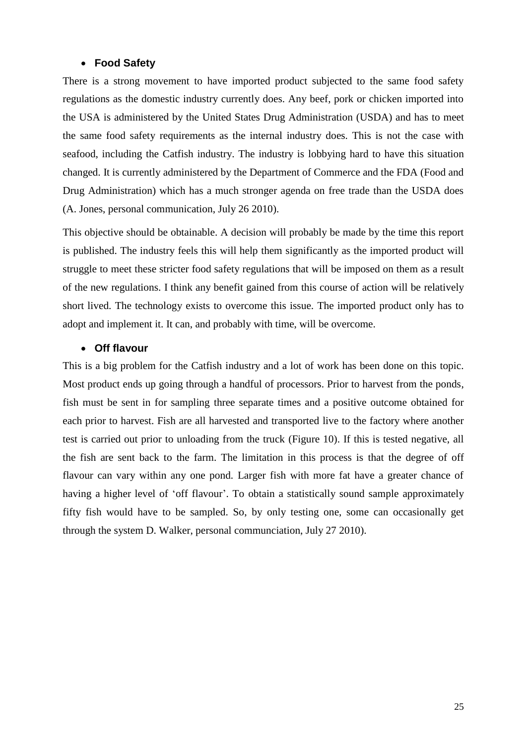- **Food Safety**

There is a strong movement to have imported product subjected to the same food safety regulations as the domestic industry currently does. Any beef, pork or chicken imported into the USA is administered by the United States Drug Administration (USDA) and has to meet the same food safety requirements as the internal industry does. This is not the case with seafood, including the Catfish industry. The industry is lobbying hard to have this situation changed. It is currently administered by the Department of Commerce and the FDA (Food and Drug Administration) which has a much stronger agenda on free trade than the USDA does (A. Jones, personal communication, July 26 2010).

This objective should be obtainable. A decision will probably be made by the time this report is published. The industry feels this will help them significantly as the imported product will struggle to meet these stricter food safety regulations that will be imposed on them as a result of the new regulations. I think any benefit gained from this course of action will be relatively short lived. The technology exists to overcome this issue. The imported product only has to adopt and implement it. It can, and probably with time, will be overcome.

- **Off flavour**

This is a big problem for the Catfish industry and a lot of work has been done on this topic. Most product ends up going through a handful of processors. Prior to harvest from the ponds, fish must be sent in for sampling three separate times and a positive outcome obtained for each prior to harvest. Fish are all harvested and transported live to the factory where another test is carried out prior to unloading from the truck (Figure 10). If this is tested negative, all the fish are sent back to the farm. The limitation in this process is that the degree of off flavour can vary within any one pond. Larger fish with more fat have a greater chance of having a higher level of 'off flavour'. To obtain a statistically sound sample approximately fifty fish would have to be sampled. So, by only testing one, some can occasionally get through the system D. Walker, personal communciation, July 27 2010).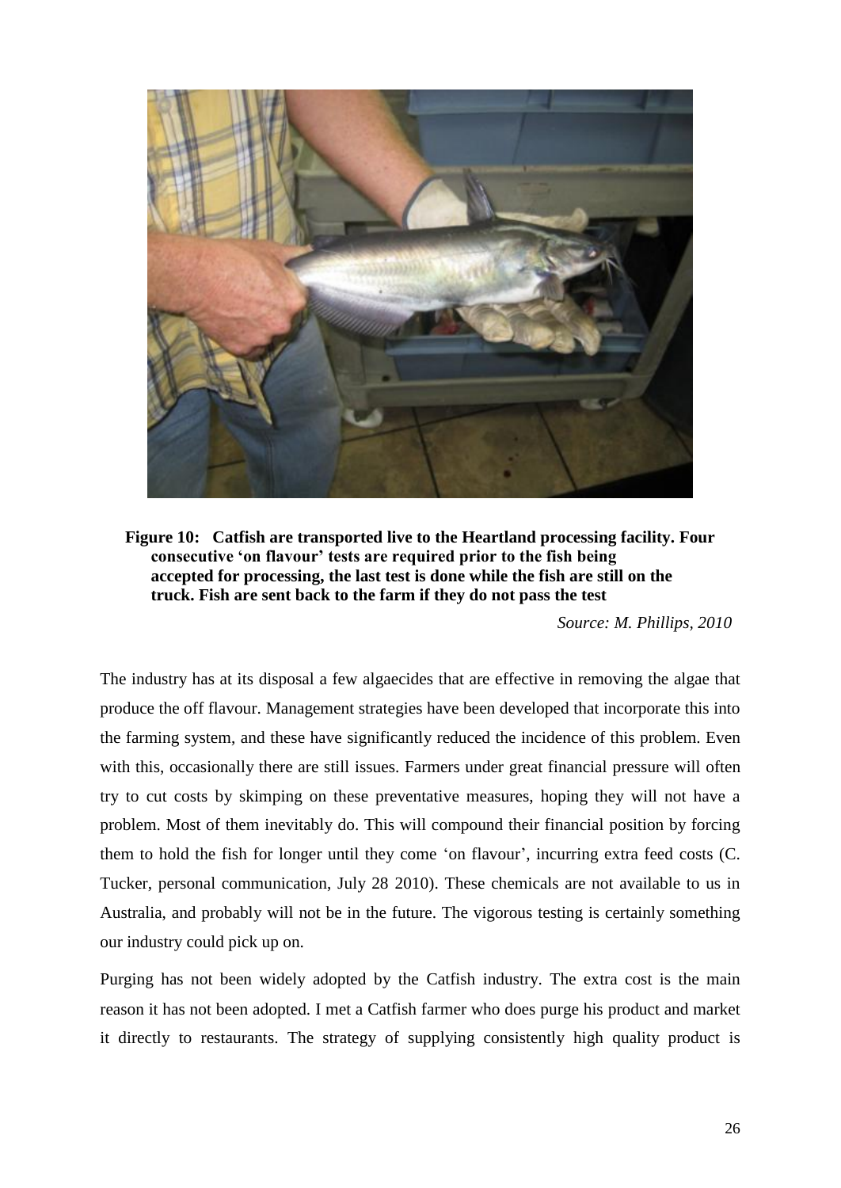**Figure 10: Catfish are transported live to the Heartland processing facility. Four consecutive 'on flavour' tests are required prior to the fish being accepted for processing, the last test is done while the fish are still on the truck. Fish are sent back to the farm if they do not pass the test**

*Source: M. Phillips, 2010*

The industry has at its disposal a few algaecides that are effective in removing the algae that produce the off flavour. Management strategies have been developed that incorporate this into the farming system, and these have significantly reduced the incidence of this problem. Even with this, occasionally there are still issues. Farmers under great financial pressure will often try to cut costs by skimping on these preventative measures, hoping they will not have a problem. Most of them inevitably do. This will compound their financial position by forcing them to hold the fish for longer until they come 'on flavour', incurring extra feed costs (C. Tucker, personal communication, July 28 2010). These chemicals are not available to us in Australia, and probably will not be in the future. The vigorous testing is certainly something our industry could pick up on.

Purging has not been widely adopted by the Catfish industry. The extra cost is the main reason it has not been adopted. I met a Catfish farmer who does purge his product and market it directly to restaurants. The strategy of supplying consistently high quality product is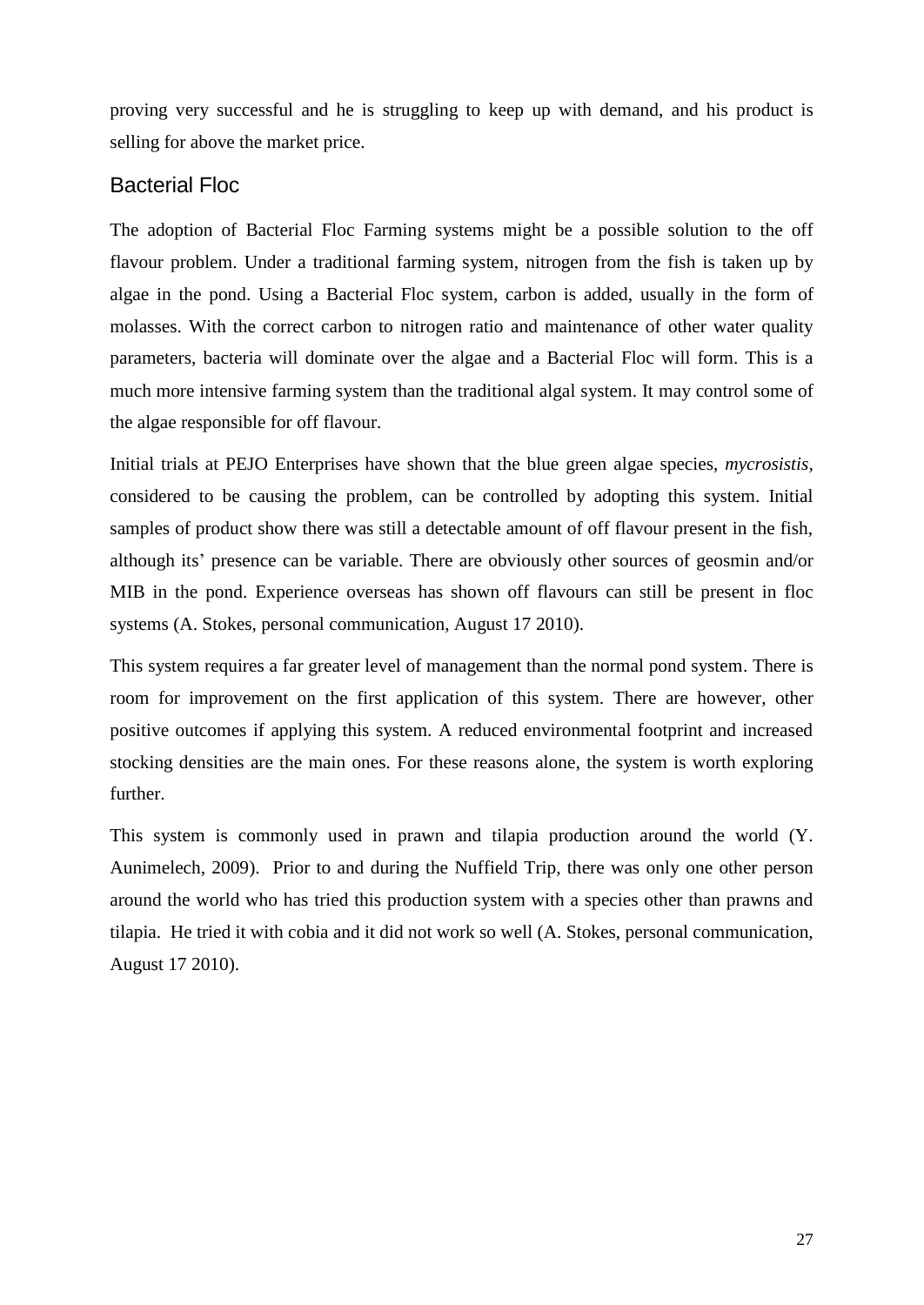proving very successful and he is struggling to keep up with demand, and his product is selling for above the market price.

## Bacterial Floc

The adoption of Bacterial Floc Farming systems might be a possible solution to the off flavour problem. Under a traditional farming system, nitrogen from the fish is taken up by algae in the pond. Using a Bacterial Floc system, carbon is added, usually in the form of molasses. With the correct carbon to nitrogen ratio and maintenance of other water quality parameters, bacteria will dominate over the algae and a Bacterial Floc will form. This is a much more intensive farming system than the traditional algal system. It may control some of the algae responsible for off flavour.

Initial trials at PEJO Enterprises have shown that the blue green algae species, *mycrosistis*, considered to be causing the problem, can be controlled by adopting this system. Initial samples of product show there was still a detectable amount of off flavour present in the fish, although its' presence can be variable. There are obviously other sources of geosmin and/or MIB in the pond. Experience overseas has shown off flavours can still be present in floc systems (A. Stokes, personal communication, August 17 2010).

This system requires a far greater level of management than the normal pond system. There is room for improvement on the first application of this system. There are however, other positive outcomes if applying this system. A reduced environmental footprint and increased stocking densities are the main ones. For these reasons alone, the system is worth exploring further.

This system is commonly used in prawn and tilapia production around the world (Y. Aunimelech, 2009). Prior to and during the Nuffield Trip, there was only one other person around the world who has tried this production system with a species other than prawns and tilapia. He tried it with cobia and it did not work so well (A. Stokes, personal communication, August 17 2010).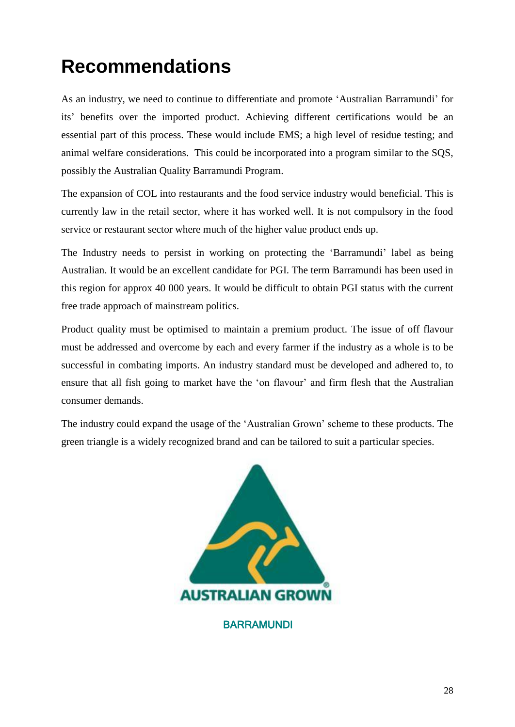# Recommendations

As an industry, we need to continue to differentiate and promote 'Australian Barramundi' for its' benefits over the imported product. Achieving different certifications would be an essential part of this process. These would include EMS; a high level of residue testing; and animal welfare considerations. This could be incorporated into a program similar to the SQS, possibly the Australian Quality Barramundi Program.

The expansion of COL into restaurants and the food service industry would beneficial. This is currently law in the retail sector, where it has worked well. It is not compulsory in the food service or restaurant sector where much of the higher value product ends up.

The Industry needs to persist in working on protecting the 'Barramundi' label as being Australian. It would be an excellent candidate for PGI. The term Barramundi has been used in this region for approx 40 000 years. It would be difficult to obtain PGI status with the current free trade approach of mainstream politics.

Product quality must be optimised to maintain a premium product. The issue of off flavour must be addressed and overcome by each and every farmer if the industry as a whole is to be successful in combating imports. An industry standard must be developed and adhered to, to ensure that all fish going to market have the 'on flavour' and firm flesh that the Australian consumer demands.

The industry could expand the usage of the 'Australian Grown' scheme to these products. The green triangle is a widely recognized brand and can be tailored to suit a particular species.

AUSTRALIAN GROWN

BARRAMUNDI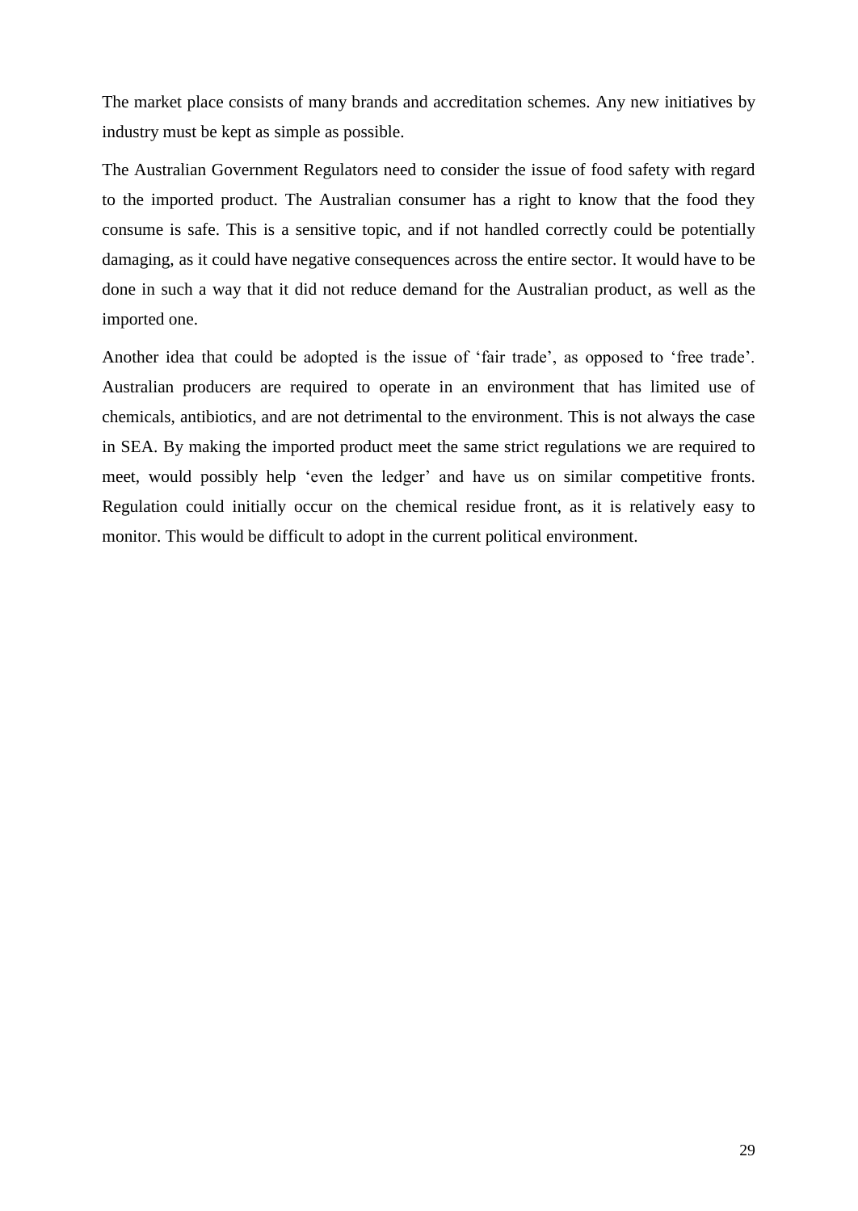The market place consists of many brands and accreditation schemes. Any new initiatives by industry must be kept as simple as possible.

The Australian Government Regulators need to consider the issue of food safety with regard to the imported product. The Australian consumer has a right to know that the food they consume is safe. This is a sensitive topic, and if not handled correctly could be potentially damaging, as it could have negative consequences across the entire sector. It would have to be done in such a way that it did not reduce demand for the Australian product, as well as the imported one.

Another idea that could be adopted is the issue of 'fair trade', as opposed to 'free trade'. Australian producers are required to operate in an environment that has limited use of chemicals, antibiotics, and are not detrimental to the environment. This is not always the case in SEA. By making the imported product meet the same strict regulations we are required to meet, would possibly help 'even the ledger' and have us on similar competitive fronts. Regulation could initially occur on the chemical residue front, as it is relatively easy to monitor. This would be difficult to adopt in the current political environment.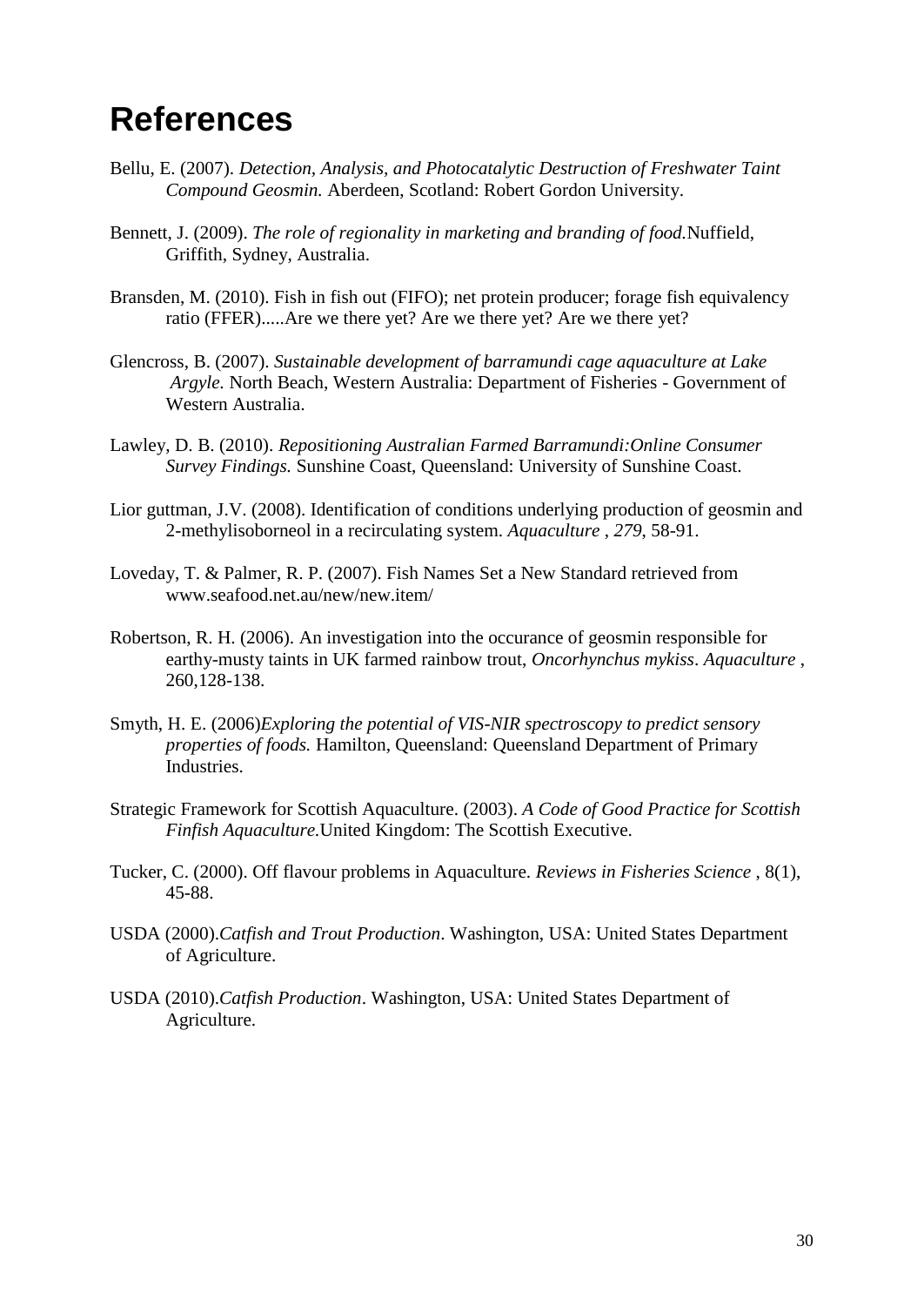# References

Bellu, E. (2007). *Detection, Analysis, and Photocatalytic Destruction of Freshwater Taint Compound Geosmin.* Aberdeen, Scotland: Robert Gordon University.

Bennett, J. (2009). *The role of regionality in marketing and branding of food.*Nuffield, Griffith, Sydney, Australia.

Bransden, M. (2010). Fish in fish out (FIFO); net protein producer; forage fish equivalency ratio (FFER).....Are we there yet? Are we there yet? Are we there yet?

Glencross, B. (2007). *Sustainable development of barramundi cage aquaculture at Lake Argyle.* North Beach, Western Australia: Department of Fisheries - Government of Western Australia.

Lawley, D. B. (2010). *Repositioning Australian Farmed Barramundi:Online Consumer Survey Findings.* Sunshine Coast, Queensland: University of Sunshine Coast.

Lior guttman, J.V. (2008). Identification of conditions underlying production of geosmin and 2-methylisoborneol in a recirculating system. *Aquaculture* , *279*, 58-91.

Loveday, T. & Palmer, R. P. (2007). Fish Names Set a New Standard retrieved from www.seafood.net.au/new/new.item/

Robertson, R. H. (2006). An investigation into the occurance of geosmin responsible for earthy-musty taints in UK farmed rainbow trout, *Oncorhynchus mykiss*. *Aquaculture* , 260,128-138.

Smyth, H. E. (2006)*Exploring the potential of VIS-NIR spectroscopy to predict sensory properties of foods.* Hamilton, Queensland: Queensland Department of Primary Industries.

Strategic Framework for Scottish Aquaculture. (2003). *A Code of Good Practice for Scottish Finfish Aquaculture.*United Kingdom: The Scottish Executive.

Tucker, C. (2000). Off flavour problems in Aquaculture. *Reviews in Fisheries Science* , 8(1), 45-88.

USDA (2000).*Catfish and Trout Production*. Washington, USA: United States Department of Agriculture.

USDA (2010).*Catfish Production*. Washington, USA: United States Department of Agriculture.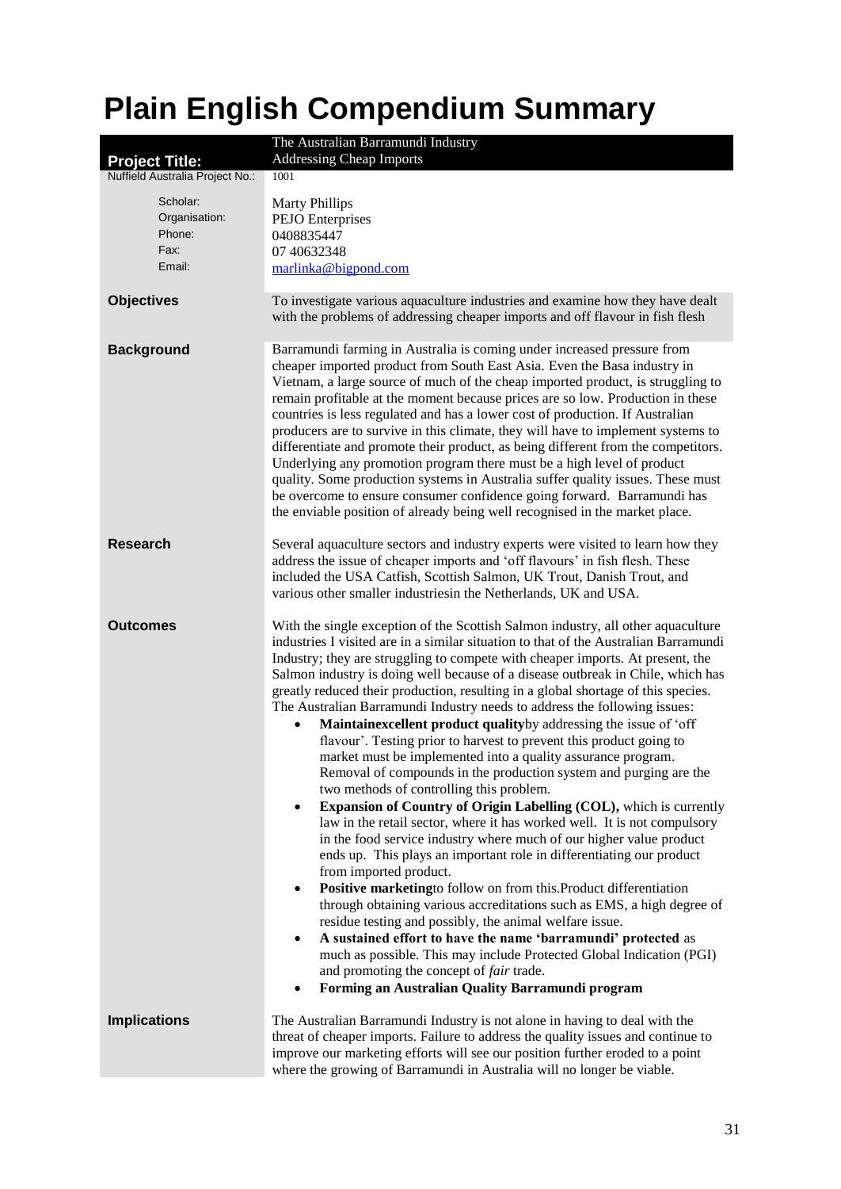# Plain English Compendium Summary

| | |
|---|---|
| **Project Title:** | The Australian Barramundi Industry<br>Addressing Cheap Imports |
| Nuffield Australia Project No.: | 1001 |
| Scholar: | Marty Phillips |
| Organisation: | PEJO Enterprises |
| Phone: | 0408835447 |
| Fax: | 07 40632348 |
| Email: | marlinka@bigpond.com |
| **Objectives** | To investigate various aquaculture industries and examine how they have dealt with the problems of addressing cheaper imports and off flavour in fish flesh |
| **Background** | Barramundi farming in Australia is coming under increased pressure from cheaper imported product from South East Asia. Even the Basa industry in Vietnam, a large source of much of the cheap imported product, is struggling to remain profitable at the moment because prices are so low. Production in these countries is less regulated and has a lower cost of production. If Australian producers are to survive in this climate, they will have to implement systems to differentiate and promote their product, as being different from the competitors. Underlying any promotion program there must be a high level of product quality. Some production systems in Australia suffer quality issues. These must be overcome to ensure consumer confidence going forward. Barramundi has the enviable position of already being well recognised in the market place. |
| **Research** | Several aquaculture sectors and industry experts were visited to learn how they address the issue of cheaper imports and 'off flavours' in fish flesh. These included the USA Catfish, Scottish Salmon, UK Trout, Danish Trout, and various other smaller industriesin the Netherlands, UK and USA. |
| **Outcomes** | With the single exception of the Scottish Salmon industry, all other aquaculture industries I visited are in a similar situation to that of the Australian Barramundi Industry; they are struggling to compete with cheaper imports. At present, the Salmon industry is doing well because of a disease outbreak in Chile, which has greatly reduced their production, resulting in a global shortage of this species. The Australian Barramundi Industry needs to address the following issues:<br>• **Maintainexcellent product quality**by addressing the issue of 'off flavour'. Testing prior to harvest to prevent this product going to market must be implemented into a quality assurance program. Removal of compounds in the production system and purging are the two methods of controlling this problem.<br>• **Expansion of Country of Origin Labelling (COL),** which is currently law in the retail sector, where it has worked well. It is not compulsory in the food service industry where much of our higher value product ends up. This plays an important role in differentiating our product from imported product.<br>• **Positive marketing**to follow on from this.Product differentiation through obtaining various accreditations such as EMS, a high degree of residue testing and possibly, the animal welfare issue.<br>• **A sustained effort to have the name 'barramundi' protected** as much as possible. This may include Protected Global Indication (PGI) and promoting the concept of *fair* trade.<br>• **Forming an Australian Quality Barramundi program** |
| **Implications** | The Australian Barramundi Industry is not alone in having to deal with the threat of cheaper imports. Failure to address the quality issues and continue to improve our marketing efforts will see our position further eroded to a point where the growing of Barramundi in Australia will no longer be viable. |